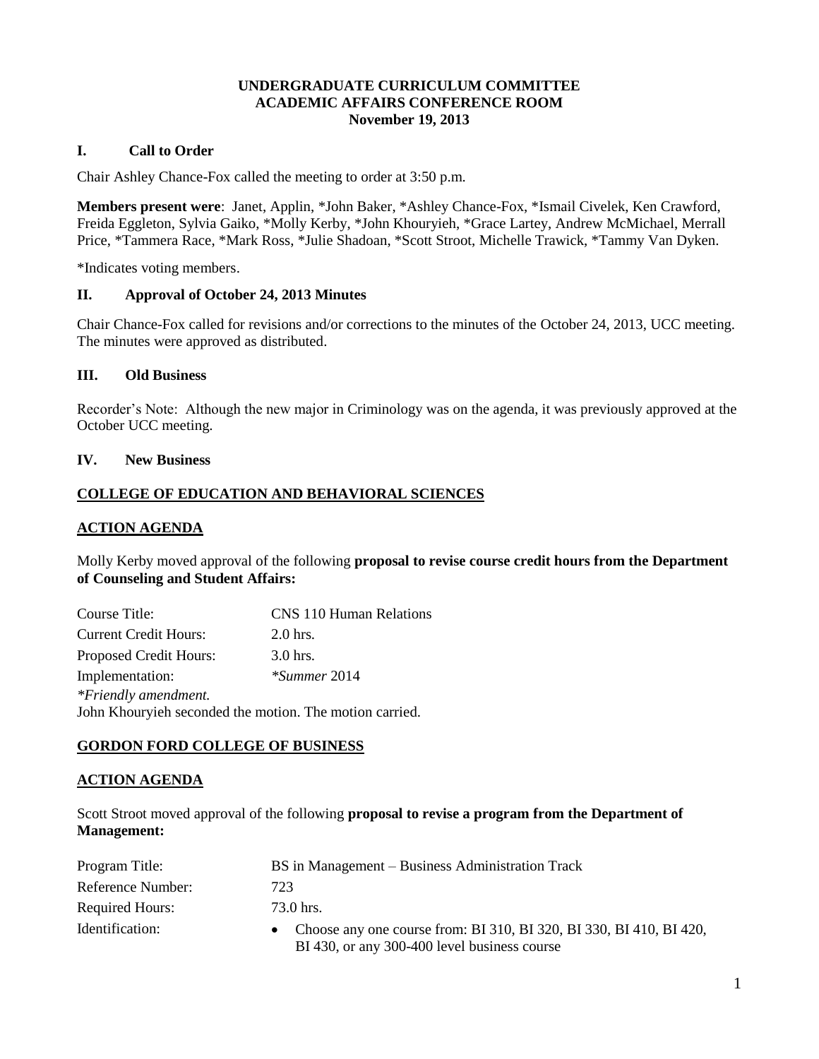# UNDERGRADUATE CURRICULUM COMMITTEE
## ACADEMIC AFFAIRS CONFERENCE ROOM
## November 19, 2013

## I. Call to Order

Chair Ashley Chance-Fox called the meeting to order at 3:50 p.m.

**Members present were**: Janet, Applin, *John Baker, *Ashley Chance-Fox, *Ismail Civelek, Ken Crawford, Freida Eggleton, Sylvia Gaiko, *Molly Kerby, *John Khouryieh, *Grace Lartey, Andrew McMichael, Merrall Price, *Tammera Race, *Mark Ross, *Julie Shadoan, *Scott Stroot, Michelle Trawick, *Tammy Van Dyken.

*Indicates voting members.

## II. Approval of October 24, 2013 Minutes

Chair Chance-Fox called for revisions and/or corrections to the minutes of the October 24, 2013, UCC meeting. The minutes were approved as distributed.

## III. Old Business

Recorder's Note: Although the new major in Criminology was on the agenda, it was previously approved at the October UCC meeting.

## IV. New Business

**COLLEGE OF EDUCATION AND BEHAVIORAL SCIENCES**

**ACTION AGENDA**

Molly Kerby moved approval of the following **proposal to revise course credit hours from the Department of Counseling and Student Affairs:**

| | |
|---|---|
| Course Title: | CNS 110 Human Relations |
| Current Credit Hours: | 2.0 hrs. |
| Proposed Credit Hours: | 3.0 hrs. |
| Implementation: | **Summer* 2014 |

*\*Friendly amendment.*

John Khouryieh seconded the motion. The motion carried.

**GORDON FORD COLLEGE OF BUSINESS**

**ACTION AGENDA**

Scott Stroot moved approval of the following **proposal to revise a program from the Department of Management:**

| | |
|---|---|
| Program Title: | BS in Management – Business Administration Track |
| Reference Number: | 723 |
| Required Hours: | 73.0 hrs. |
| Identification: | • Choose any one course from: BI 310, BI 320, BI 330, BI 410, BI 420, BI 430, or any 300-400 level business course |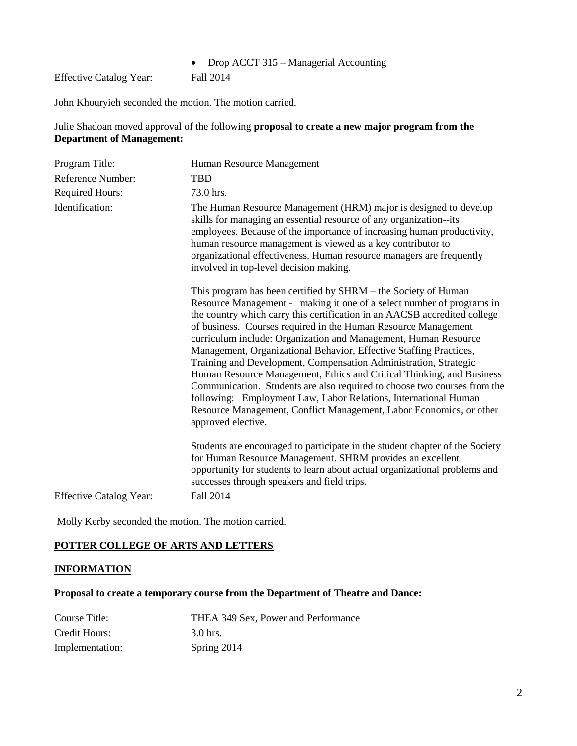- Drop ACCT 315 – Managerial Accounting

Effective Catalog Year: Fall 2014

John Khouryieh seconded the motion. The motion carried.

Julie Shadoan moved approval of the following **proposal to create a new major program from the Department of Management:**

| | |
|---|---|
| Program Title: | Human Resource Management |
| Reference Number: | TBD |
| Required Hours: | 73.0 hrs. |
| Identification: | The Human Resource Management (HRM) major is designed to develop skills for managing an essential resource of any organization--its employees. Because of the importance of increasing human productivity, human resource management is viewed as a key contributor to organizational effectiveness. Human resource managers are frequently involved in top-level decision making.<br><br>This program has been certified by SHRM – the Society of Human Resource Management - making it one of a select number of programs in the country which carry this certification in an AACSB accredited college of business. Courses required in the Human Resource Management curriculum include: Organization and Management, Human Resource Management, Organizational Behavior, Effective Staffing Practices, Training and Development, Compensation Administration, Strategic Human Resource Management, Ethics and Critical Thinking, and Business Communication. Students are also required to choose two courses from the following: Employment Law, Labor Relations, International Human Resource Management, Conflict Management, Labor Economics, or other approved elective.<br><br>Students are encouraged to participate in the student chapter of the Society for Human Resource Management. SHRM provides an excellent opportunity for students to learn about actual organizational problems and successes through speakers and field trips. |
| Effective Catalog Year: | Fall 2014 |

Molly Kerby seconded the motion. The motion carried.

## POTTER COLLEGE OF ARTS AND LETTERS

### INFORMATION

**Proposal to create a temporary course from the Department of Theatre and Dance:**

| | |
|---|---|
| Course Title: | THEA 349 Sex, Power and Performance |
| Credit Hours: | 3.0 hrs. |
| Implementation: | Spring 2014 |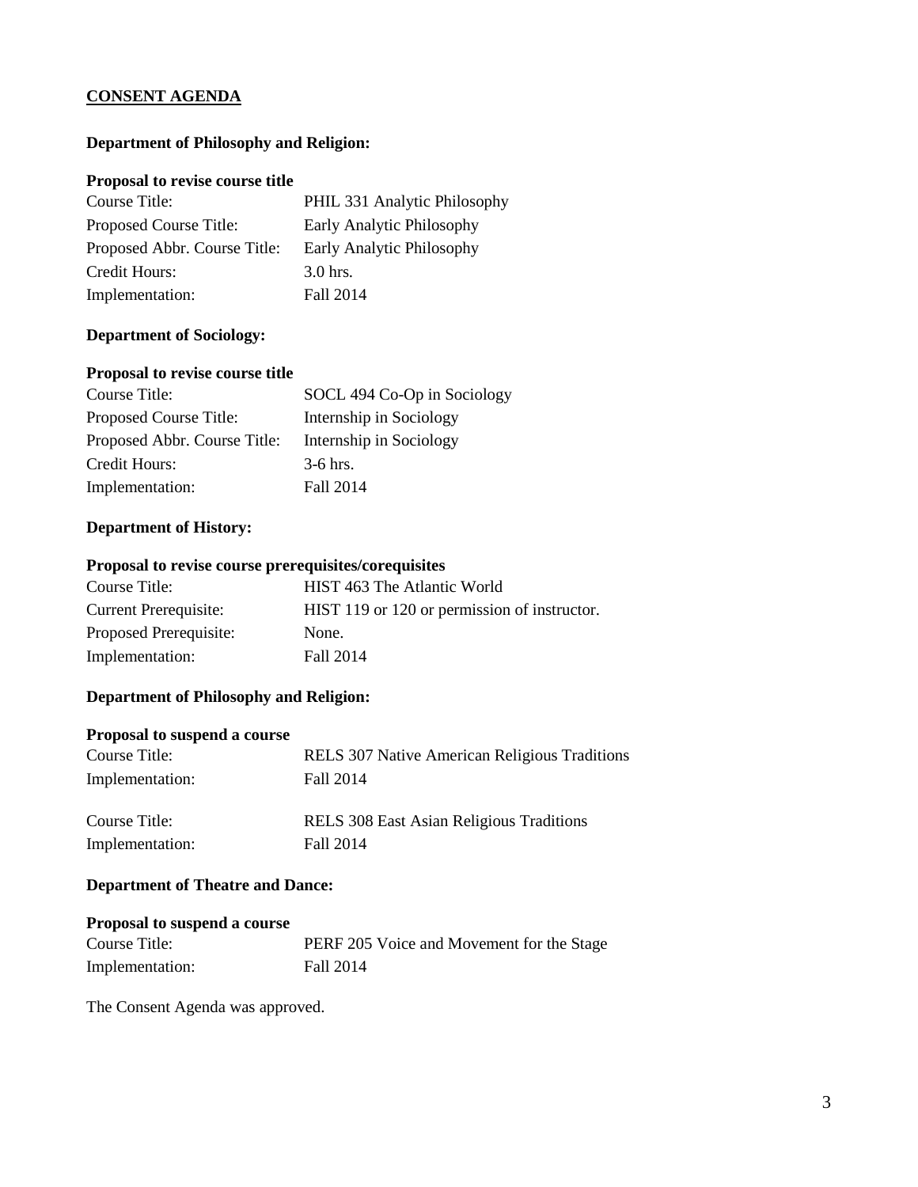## CONSENT AGENDA

### Department of Philosophy and Religion:

**Proposal to revise course title**

| | |
|---|---|
| Course Title: | PHIL 331 Analytic Philosophy |
| Proposed Course Title: | Early Analytic Philosophy |
| Proposed Abbr. Course Title: | Early Analytic Philosophy |
| Credit Hours: | 3.0 hrs. |
| Implementation: | Fall 2014 |

### Department of Sociology:

**Proposal to revise course title**

| | |
|---|---|
| Course Title: | SOCL 494 Co-Op in Sociology |
| Proposed Course Title: | Internship in Sociology |
| Proposed Abbr. Course Title: | Internship in Sociology |
| Credit Hours: | 3-6 hrs. |
| Implementation: | Fall 2014 |

### Department of History:

**Proposal to revise course prerequisites/corequisites**

| | |
|---|---|
| Course Title: | HIST 463 The Atlantic World |
| Current Prerequisite: | HIST 119 or 120 or permission of instructor. |
| Proposed Prerequisite: | None. |
| Implementation: | Fall 2014 |

### Department of Philosophy and Religion:

**Proposal to suspend a course**

| | |
|---|---|
| Course Title: | RELS 307 Native American Religious Traditions |
| Implementation: | Fall 2014 |

| | |
|---|---|
| Course Title: | RELS 308 East Asian Religious Traditions |
| Implementation: | Fall 2014 |

### Department of Theatre and Dance:

**Proposal to suspend a course**

| | |
|---|---|
| Course Title: | PERF 205 Voice and Movement for the Stage |
| Implementation: | Fall 2014 |

The Consent Agenda was approved.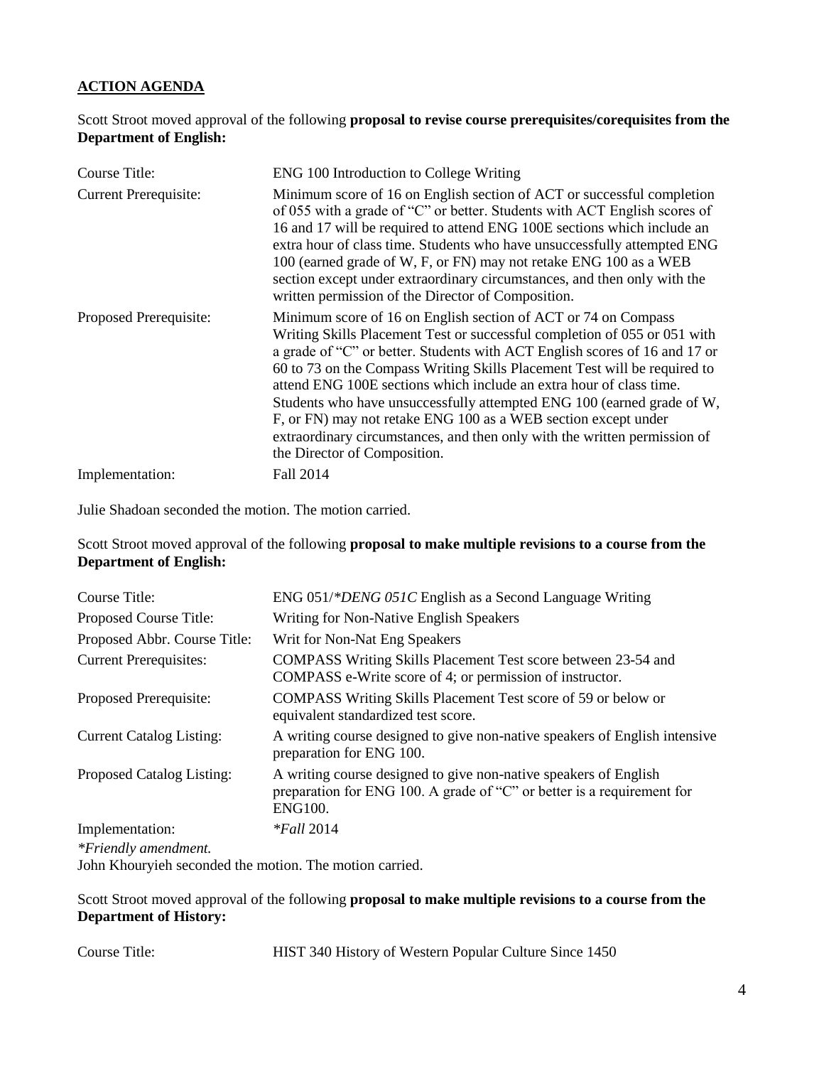## ACTION AGENDA

Scott Stroot moved approval of the following **proposal to revise course prerequisites/corequisites from the Department of English:**

| | |
|---|---|
| Course Title: | ENG 100 Introduction to College Writing |
| Current Prerequisite: | Minimum score of 16 on English section of ACT or successful completion of 055 with a grade of "C" or better. Students with ACT English scores of 16 and 17 will be required to attend ENG 100E sections which include an extra hour of class time. Students who have unsuccessfully attempted ENG 100 (earned grade of W, F, or FN) may not retake ENG 100 as a WEB section except under extraordinary circumstances, and then only with the written permission of the Director of Composition. |
| Proposed Prerequisite: | Minimum score of 16 on English section of ACT or 74 on Compass Writing Skills Placement Test or successful completion of 055 or 051 with a grade of "C" or better. Students with ACT English scores of 16 and 17 or 60 to 73 on the Compass Writing Skills Placement Test will be required to attend ENG 100E sections which include an extra hour of class time. Students who have unsuccessfully attempted ENG 100 (earned grade of W, F, or FN) may not retake ENG 100 as a WEB section except under extraordinary circumstances, and then only with the written permission of the Director of Composition. |
| Implementation: | Fall 2014 |

Julie Shadoan seconded the motion. The motion carried.

Scott Stroot moved approval of the following **proposal to make multiple revisions to a course from the Department of English:**

| | |
|---|---|
| Course Title: | ENG 051/*\*DENG 051C* English as a Second Language Writing |
| Proposed Course Title: | Writing for Non-Native English Speakers |
| Proposed Abbr. Course Title: | Writ for Non-Nat Eng Speakers |
| Current Prerequisites: | COMPASS Writing Skills Placement Test score between 23-54 and COMPASS e-Write score of 4; or permission of instructor. |
| Proposed Prerequisite: | COMPASS Writing Skills Placement Test score of 59 or below or equivalent standardized test score. |
| Current Catalog Listing: | A writing course designed to give non-native speakers of English intensive preparation for ENG 100. |
| Proposed Catalog Listing: | A writing course designed to give non-native speakers of English preparation for ENG 100. A grade of "C" or better is a requirement for ENG100. |
| Implementation: | *\*Fall* 2014 |

*\*Friendly amendment.*

John Khouryieh seconded the motion. The motion carried.

Scott Stroot moved approval of the following **proposal to make multiple revisions to a course from the Department of History:**

| | |
|---|---|
| Course Title: | HIST 340 History of Western Popular Culture Since 1450 |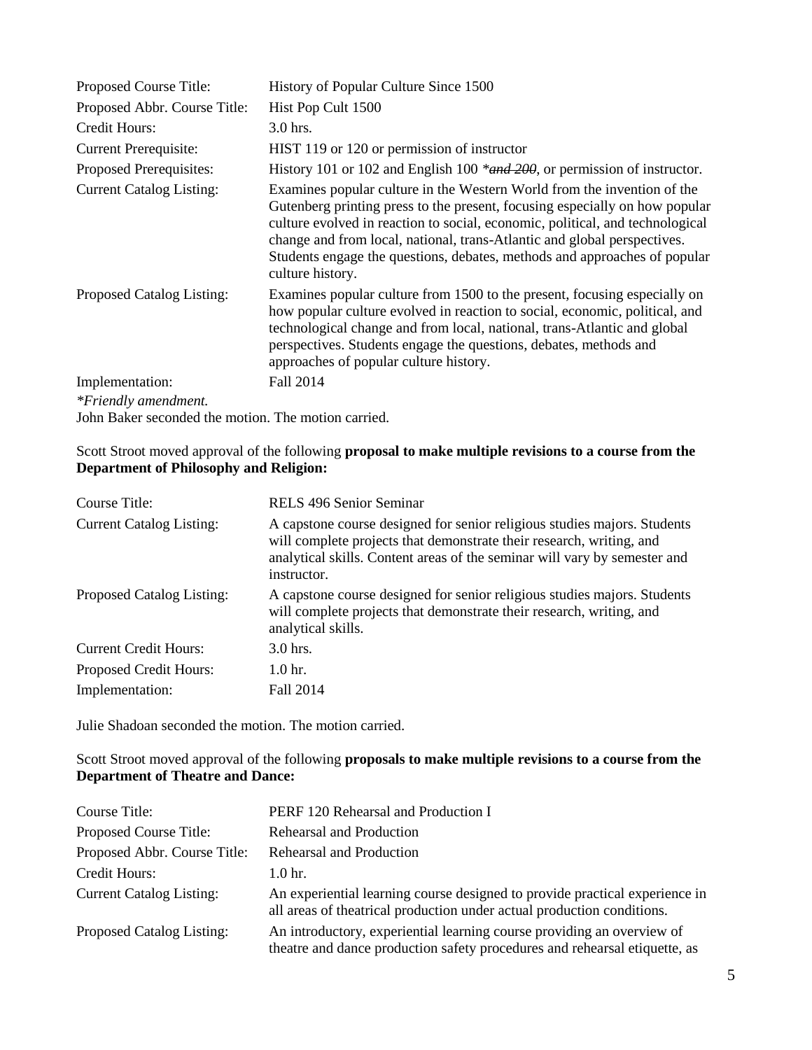| | |
|---|---|
| Proposed Course Title: | History of Popular Culture Since 1500 |
| Proposed Abbr. Course Title: | Hist Pop Cult 1500 |
| Credit Hours: | 3.0 hrs. |
| Current Prerequisite: | HIST 119 or 120 or permission of instructor |
| Proposed Prerequisites: | History 101 or 102 and English 100 *~~and 200~~*, or permission of instructor. |
| Current Catalog Listing: | Examines popular culture in the Western World from the invention of the Gutenberg printing press to the present, focusing especially on how popular culture evolved in reaction to social, economic, political, and technological change and from local, national, trans-Atlantic and global perspectives. Students engage the questions, debates, methods and approaches of popular culture history. |
| Proposed Catalog Listing: | Examines popular culture from 1500 to the present, focusing especially on how popular culture evolved in reaction to social, economic, political, and technological change and from local, national, trans-Atlantic and global perspectives. Students engage the questions, debates, methods and approaches of popular culture history. |
| Implementation: | Fall 2014 |

*\*Friendly amendment.*

John Baker seconded the motion. The motion carried.

Scott Stroot moved approval of the following **proposal to make multiple revisions to a course from the Department of Philosophy and Religion:**

| | |
|---|---|
| Course Title: | RELS 496 Senior Seminar |
| Current Catalog Listing: | A capstone course designed for senior religious studies majors. Students will complete projects that demonstrate their research, writing, and analytical skills. Content areas of the seminar will vary by semester and instructor. |
| Proposed Catalog Listing: | A capstone course designed for senior religious studies majors. Students will complete projects that demonstrate their research, writing, and analytical skills. |
| Current Credit Hours: | 3.0 hrs. |
| Proposed Credit Hours: | 1.0 hr. |
| Implementation: | Fall 2014 |

Julie Shadoan seconded the motion. The motion carried.

Scott Stroot moved approval of the following **proposals to make multiple revisions to a course from the Department of Theatre and Dance:**

| | |
|---|---|
| Course Title: | PERF 120 Rehearsal and Production I |
| Proposed Course Title: | Rehearsal and Production |
| Proposed Abbr. Course Title: | Rehearsal and Production |
| Credit Hours: | 1.0 hr. |
| Current Catalog Listing: | An experiential learning course designed to provide practical experience in all areas of theatrical production under actual production conditions. |
| Proposed Catalog Listing: | An introductory, experiential learning course providing an overview of theatre and dance production safety procedures and rehearsal etiquette, as |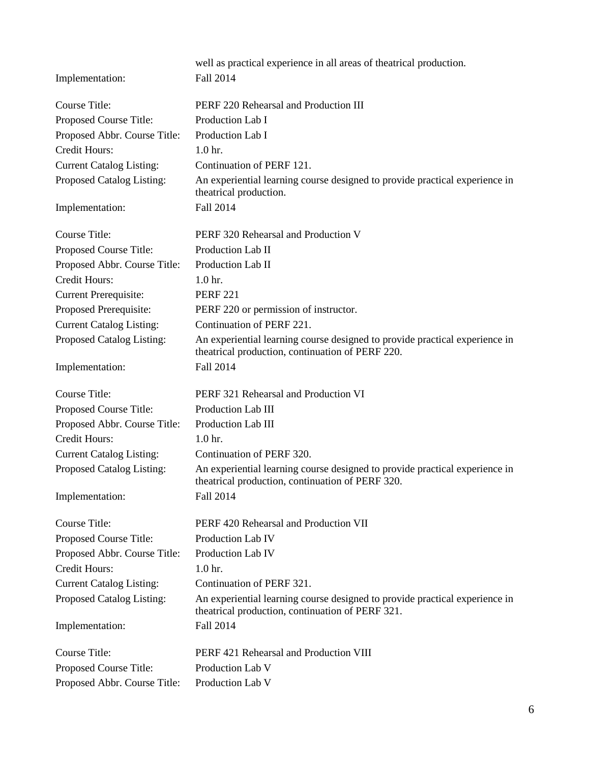| | |
|---|---|
| | well as practical experience in all areas of theatrical production. |
| Implementation: | Fall 2014 |

| | |
|---|---|
| Course Title: | PERF 220 Rehearsal and Production III |
| Proposed Course Title: | Production Lab I |
| Proposed Abbr. Course Title: | Production Lab I |
| Credit Hours: | 1.0 hr. |
| Current Catalog Listing: | Continuation of PERF 121. |
| Proposed Catalog Listing: | An experiential learning course designed to provide practical experience in theatrical production. |
| Implementation: | Fall 2014 |

| | |
|---|---|
| Course Title: | PERF 320 Rehearsal and Production V |
| Proposed Course Title: | Production Lab II |
| Proposed Abbr. Course Title: | Production Lab II |
| Credit Hours: | 1.0 hr. |
| Current Prerequisite: | PERF 221 |
| Proposed Prerequisite: | PERF 220 or permission of instructor. |
| Current Catalog Listing: | Continuation of PERF 221. |
| Proposed Catalog Listing: | An experiential learning course designed to provide practical experience in theatrical production, continuation of PERF 220. |
| Implementation: | Fall 2014 |

| | |
|---|---|
| Course Title: | PERF 321 Rehearsal and Production VI |
| Proposed Course Title: | Production Lab III |
| Proposed Abbr. Course Title: | Production Lab III |
| Credit Hours: | 1.0 hr. |
| Current Catalog Listing: | Continuation of PERF 320. |
| Proposed Catalog Listing: | An experiential learning course designed to provide practical experience in theatrical production, continuation of PERF 320. |
| Implementation: | Fall 2014 |

| | |
|---|---|
| Course Title: | PERF 420 Rehearsal and Production VII |
| Proposed Course Title: | Production Lab IV |
| Proposed Abbr. Course Title: | Production Lab IV |
| Credit Hours: | 1.0 hr. |
| Current Catalog Listing: | Continuation of PERF 321. |
| Proposed Catalog Listing: | An experiential learning course designed to provide practical experience in theatrical production, continuation of PERF 321. |
| Implementation: | Fall 2014 |

| | |
|---|---|
| Course Title: | PERF 421 Rehearsal and Production VIII |
| Proposed Course Title: | Production Lab V |
| Proposed Abbr. Course Title: | Production Lab V |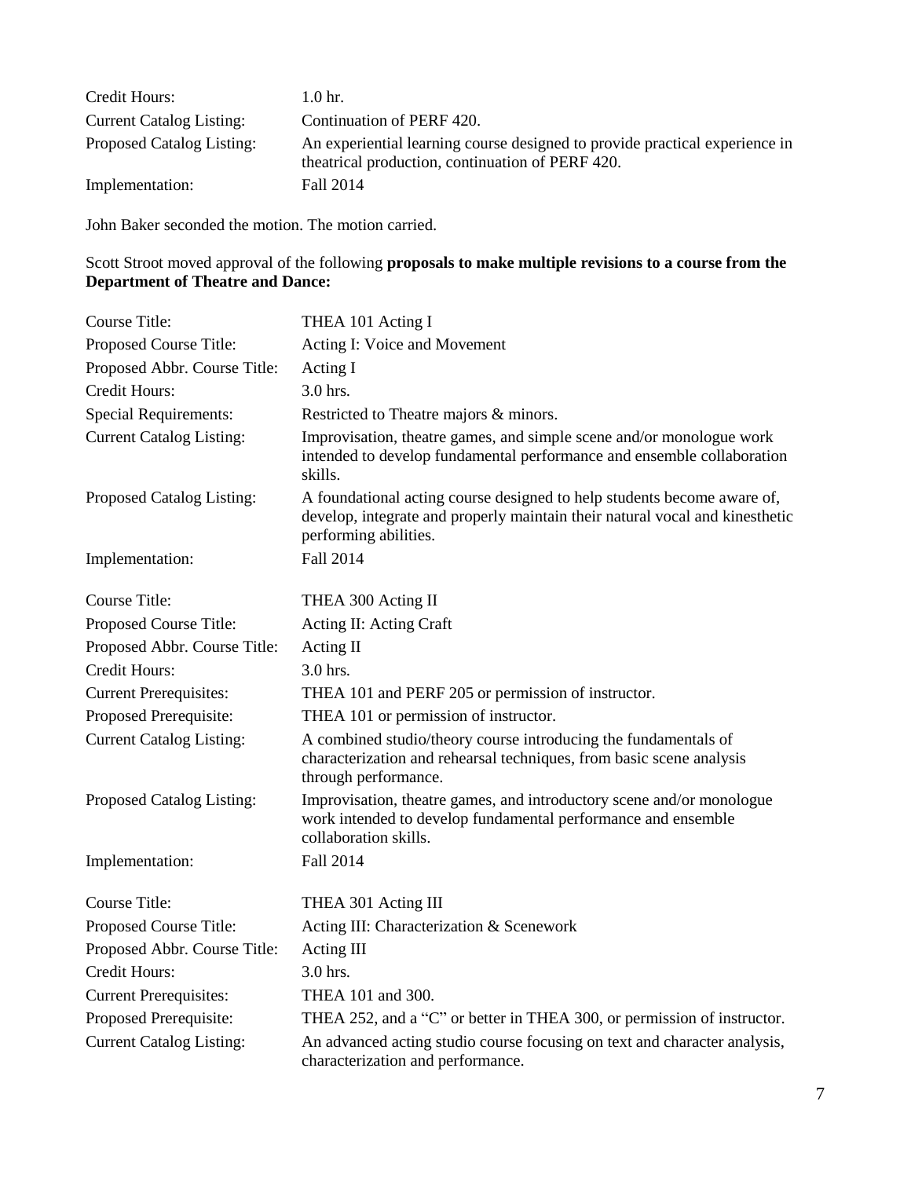| | |
|---|---|
| Credit Hours: | 1.0 hr. |
| Current Catalog Listing: | Continuation of PERF 420. |
| Proposed Catalog Listing: | An experiential learning course designed to provide practical experience in theatrical production, continuation of PERF 420. |
| Implementation: | Fall 2014 |

John Baker seconded the motion. The motion carried.

Scott Stroot moved approval of the following **proposals to make multiple revisions to a course from the Department of Theatre and Dance:**

| | |
|---|---|
| Course Title: | THEA 101 Acting I |
| Proposed Course Title: | Acting I: Voice and Movement |
| Proposed Abbr. Course Title: | Acting I |
| Credit Hours: | 3.0 hrs. |
| Special Requirements: | Restricted to Theatre majors & minors. |
| Current Catalog Listing: | Improvisation, theatre games, and simple scene and/or monologue work intended to develop fundamental performance and ensemble collaboration skills. |
| Proposed Catalog Listing: | A foundational acting course designed to help students become aware of, develop, integrate and properly maintain their natural vocal and kinesthetic performing abilities. |
| Implementation: | Fall 2014 |

| | |
|---|---|
| Course Title: | THEA 300 Acting II |
| Proposed Course Title: | Acting II: Acting Craft |
| Proposed Abbr. Course Title: | Acting II |
| Credit Hours: | 3.0 hrs. |
| Current Prerequisites: | THEA 101 and PERF 205 or permission of instructor. |
| Proposed Prerequisite: | THEA 101 or permission of instructor. |
| Current Catalog Listing: | A combined studio/theory course introducing the fundamentals of characterization and rehearsal techniques, from basic scene analysis through performance. |
| Proposed Catalog Listing: | Improvisation, theatre games, and introductory scene and/or monologue work intended to develop fundamental performance and ensemble collaboration skills. |
| Implementation: | Fall 2014 |

| | |
|---|---|
| Course Title: | THEA 301 Acting III |
| Proposed Course Title: | Acting III: Characterization & Scenework |
| Proposed Abbr. Course Title: | Acting III |
| Credit Hours: | 3.0 hrs. |
| Current Prerequisites: | THEA 101 and 300. |
| Proposed Prerequisite: | THEA 252, and a "C" or better in THEA 300, or permission of instructor. |
| Current Catalog Listing: | An advanced acting studio course focusing on text and character analysis, characterization and performance. |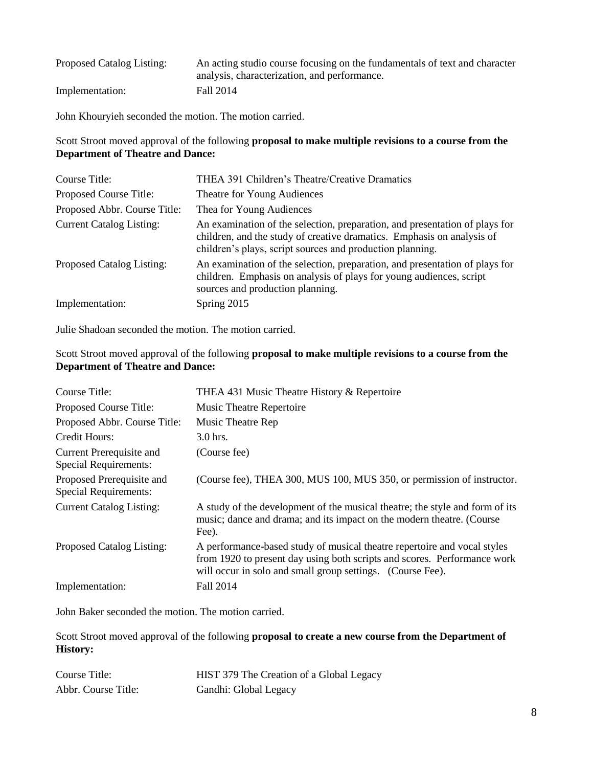| | |
|---|---|
| Proposed Catalog Listing: | An acting studio course focusing on the fundamentals of text and character analysis, characterization, and performance. |
| Implementation: | Fall 2014 |

John Khouryieh seconded the motion. The motion carried.

Scott Stroot moved approval of the following **proposal to make multiple revisions to a course from the Department of Theatre and Dance:**

| | |
|---|---|
| Course Title: | THEA 391 Children's Theatre/Creative Dramatics |
| Proposed Course Title: | Theatre for Young Audiences |
| Proposed Abbr. Course Title: | Thea for Young Audiences |
| Current Catalog Listing: | An examination of the selection, preparation, and presentation of plays for children, and the study of creative dramatics. Emphasis on analysis of children's plays, script sources and production planning. |
| Proposed Catalog Listing: | An examination of the selection, preparation, and presentation of plays for children. Emphasis on analysis of plays for young audiences, script sources and production planning. |
| Implementation: | Spring 2015 |

Julie Shadoan seconded the motion. The motion carried.

Scott Stroot moved approval of the following **proposal to make multiple revisions to a course from the Department of Theatre and Dance:**

| | |
|---|---|
| Course Title: | THEA 431 Music Theatre History & Repertoire |
| Proposed Course Title: | Music Theatre Repertoire |
| Proposed Abbr. Course Title: | Music Theatre Rep |
| Credit Hours: | 3.0 hrs. |
| Current Prerequisite and Special Requirements: | (Course fee) |
| Proposed Prerequisite and Special Requirements: | (Course fee), THEA 300, MUS 100, MUS 350, or permission of instructor. |
| Current Catalog Listing: | A study of the development of the musical theatre; the style and form of its music; dance and drama; and its impact on the modern theatre. (Course Fee). |
| Proposed Catalog Listing: | A performance-based study of musical theatre repertoire and vocal styles from 1920 to present day using both scripts and scores. Performance work will occur in solo and small group settings. (Course Fee). |
| Implementation: | Fall 2014 |

John Baker seconded the motion. The motion carried.

Scott Stroot moved approval of the following **proposal to create a new course from the Department of History:**

| | |
|---|---|
| Course Title: | HIST 379 The Creation of a Global Legacy |
| Abbr. Course Title: | Gandhi: Global Legacy |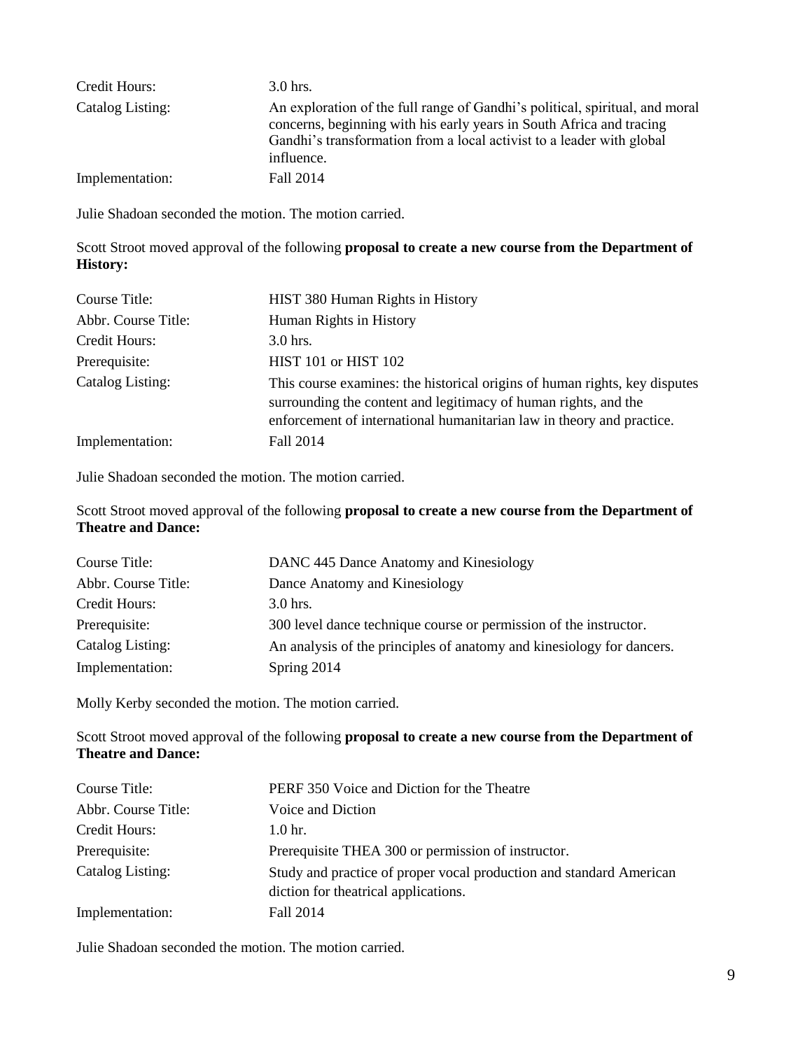| | |
|---|---|
| Credit Hours: | 3.0 hrs. |
| Catalog Listing: | An exploration of the full range of Gandhi's political, spiritual, and moral concerns, beginning with his early years in South Africa and tracing Gandhi's transformation from a local activist to a leader with global influence. |
| Implementation: | Fall 2014 |

Julie Shadoan seconded the motion. The motion carried.

Scott Stroot moved approval of the following **proposal to create a new course from the Department of History:**

| | |
|---|---|
| Course Title: | HIST 380 Human Rights in History |
| Abbr. Course Title: | Human Rights in History |
| Credit Hours: | 3.0 hrs. |
| Prerequisite: | HIST 101 or HIST 102 |
| Catalog Listing: | This course examines: the historical origins of human rights, key disputes surrounding the content and legitimacy of human rights, and the enforcement of international humanitarian law in theory and practice. |
| Implementation: | Fall 2014 |

Julie Shadoan seconded the motion. The motion carried.

Scott Stroot moved approval of the following **proposal to create a new course from the Department of Theatre and Dance:**

| | |
|---|---|
| Course Title: | DANC 445 Dance Anatomy and Kinesiology |
| Abbr. Course Title: | Dance Anatomy and Kinesiology |
| Credit Hours: | 3.0 hrs. |
| Prerequisite: | 300 level dance technique course or permission of the instructor. |
| Catalog Listing: | An analysis of the principles of anatomy and kinesiology for dancers. |
| Implementation: | Spring 2014 |

Molly Kerby seconded the motion. The motion carried.

Scott Stroot moved approval of the following **proposal to create a new course from the Department of Theatre and Dance:**

| | |
|---|---|
| Course Title: | PERF 350 Voice and Diction for the Theatre |
| Abbr. Course Title: | Voice and Diction |
| Credit Hours: | 1.0 hr. |
| Prerequisite: | Prerequisite THEA 300 or permission of instructor. |
| Catalog Listing: | Study and practice of proper vocal production and standard American diction for theatrical applications. |
| Implementation: | Fall 2014 |

Julie Shadoan seconded the motion. The motion carried.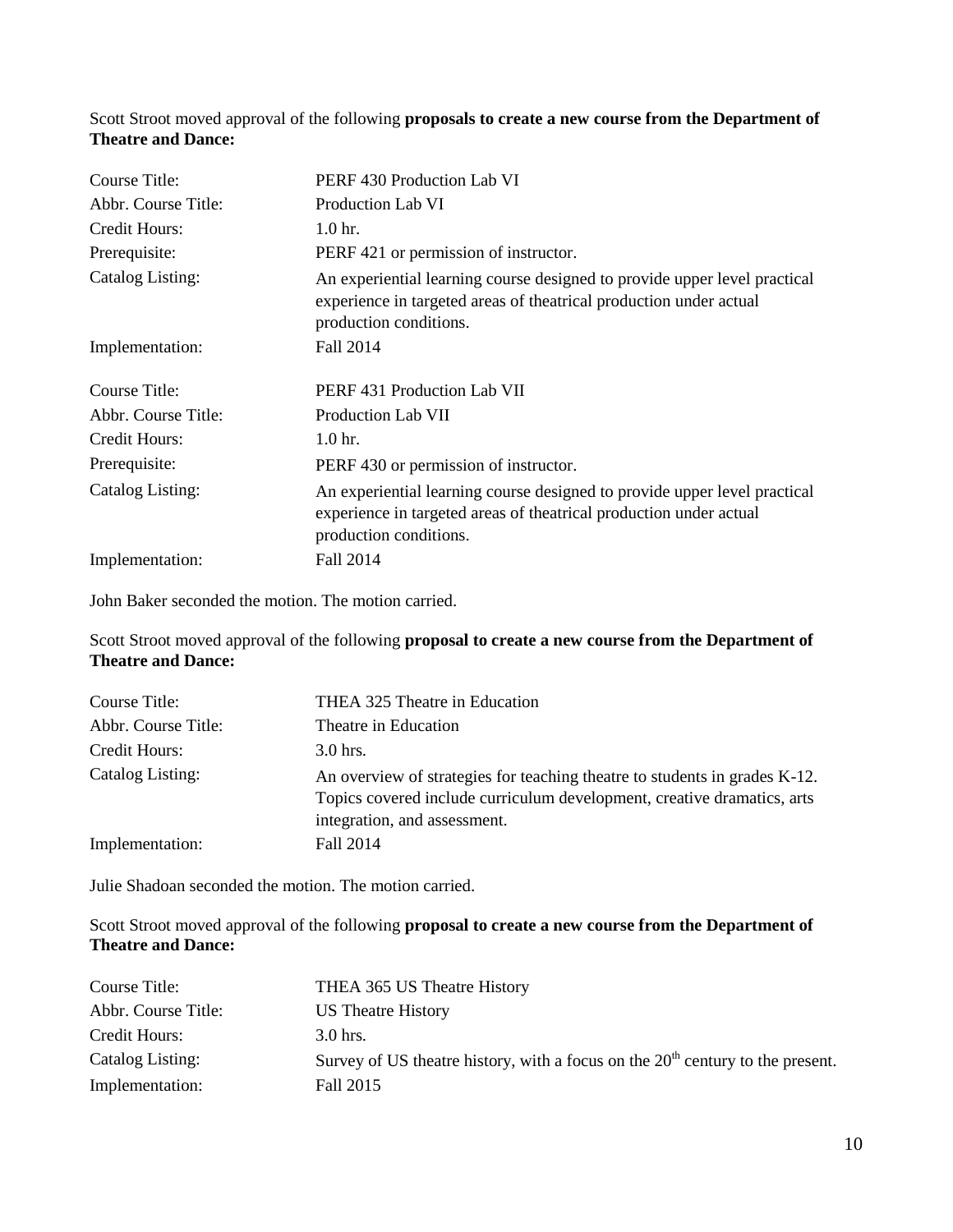Scott Stroot moved approval of the following **proposals to create a new course from the Department of Theatre and Dance:**

| | |
|---|---|
| Course Title: | PERF 430 Production Lab VI |
| Abbr. Course Title: | Production Lab VI |
| Credit Hours: | 1.0 hr. |
| Prerequisite: | PERF 421 or permission of instructor. |
| Catalog Listing: | An experiential learning course designed to provide upper level practical experience in targeted areas of theatrical production under actual production conditions. |
| Implementation: | Fall 2014 |

| | |
|---|---|
| Course Title: | PERF 431 Production Lab VII |
| Abbr. Course Title: | Production Lab VII |
| Credit Hours: | 1.0 hr. |
| Prerequisite: | PERF 430 or permission of instructor. |
| Catalog Listing: | An experiential learning course designed to provide upper level practical experience in targeted areas of theatrical production under actual production conditions. |
| Implementation: | Fall 2014 |

John Baker seconded the motion. The motion carried.

Scott Stroot moved approval of the following **proposal to create a new course from the Department of Theatre and Dance:**

| | |
|---|---|
| Course Title: | THEA 325 Theatre in Education |
| Abbr. Course Title: | Theatre in Education |
| Credit Hours: | 3.0 hrs. |
| Catalog Listing: | An overview of strategies for teaching theatre to students in grades K-12. Topics covered include curriculum development, creative dramatics, arts integration, and assessment. |
| Implementation: | Fall 2014 |

Julie Shadoan seconded the motion. The motion carried.

Scott Stroot moved approval of the following **proposal to create a new course from the Department of Theatre and Dance:**

| | |
|---|---|
| Course Title: | THEA 365 US Theatre History |
| Abbr. Course Title: | US Theatre History |
| Credit Hours: | 3.0 hrs. |
| Catalog Listing: | Survey of US theatre history, with a focus on the 20th century to the present. |
| Implementation: | Fall 2015 |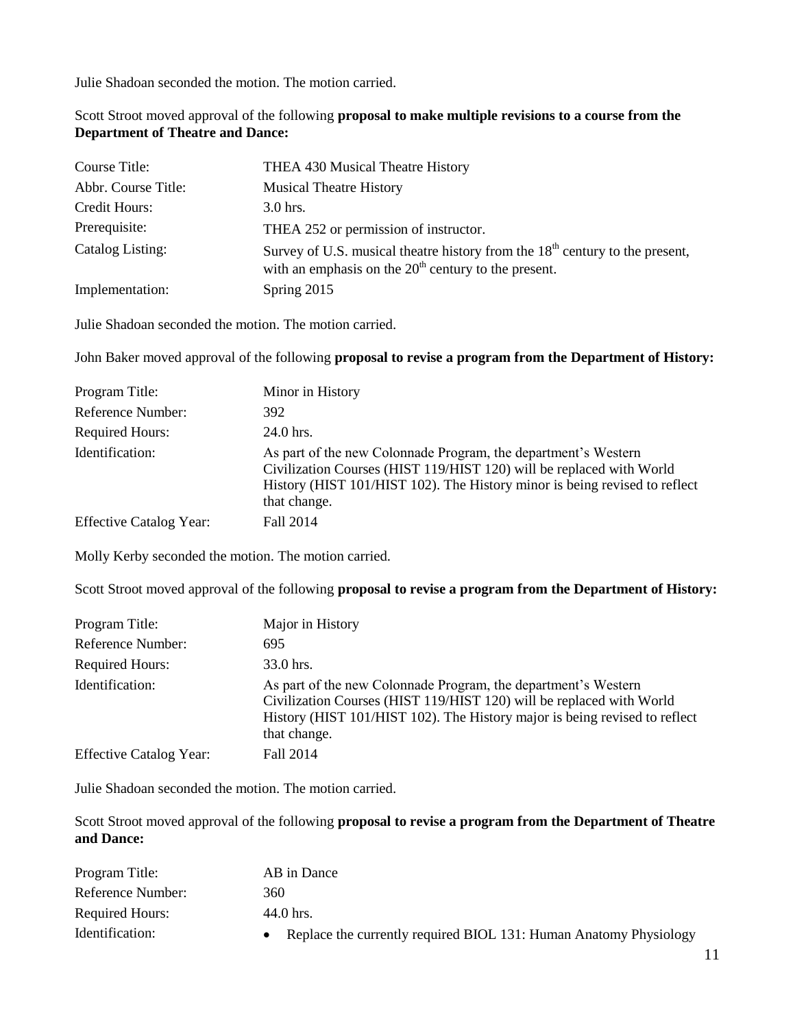Julie Shadoan seconded the motion. The motion carried.

Scott Stroot moved approval of the following **proposal to make multiple revisions to a course from the Department of Theatre and Dance:**

| | |
|---|---|
| Course Title: | THEA 430 Musical Theatre History |
| Abbr. Course Title: | Musical Theatre History |
| Credit Hours: | 3.0 hrs. |
| Prerequisite: | THEA 252 or permission of instructor. |
| Catalog Listing: | Survey of U.S. musical theatre history from the $18^{th}$ century to the present, with an emphasis on the $20^{th}$ century to the present. |
| Implementation: | Spring 2015 |

Julie Shadoan seconded the motion. The motion carried.

John Baker moved approval of the following **proposal to revise a program from the Department of History:**

| | |
|---|---|
| Program Title: | Minor in History |
| Reference Number: | 392 |
| Required Hours: | 24.0 hrs. |
| Identification: | As part of the new Colonnade Program, the department's Western Civilization Courses (HIST 119/HIST 120) will be replaced with World History (HIST 101/HIST 102). The History minor is being revised to reflect that change. |
| Effective Catalog Year: | Fall 2014 |

Molly Kerby seconded the motion. The motion carried.

Scott Stroot moved approval of the following **proposal to revise a program from the Department of History:**

| | |
|---|---|
| Program Title: | Major in History |
| Reference Number: | 695 |
| Required Hours: | 33.0 hrs. |
| Identification: | As part of the new Colonnade Program, the department's Western Civilization Courses (HIST 119/HIST 120) will be replaced with World History (HIST 101/HIST 102). The History major is being revised to reflect that change. |
| Effective Catalog Year: | Fall 2014 |

Julie Shadoan seconded the motion. The motion carried.

Scott Stroot moved approval of the following **proposal to revise a program from the Department of Theatre and Dance:**

| | |
|---|---|
| Program Title: | AB in Dance |
| Reference Number: | 360 |
| Required Hours: | 44.0 hrs. |
| Identification: | • Replace the currently required BIOL 131: Human Anatomy Physiology |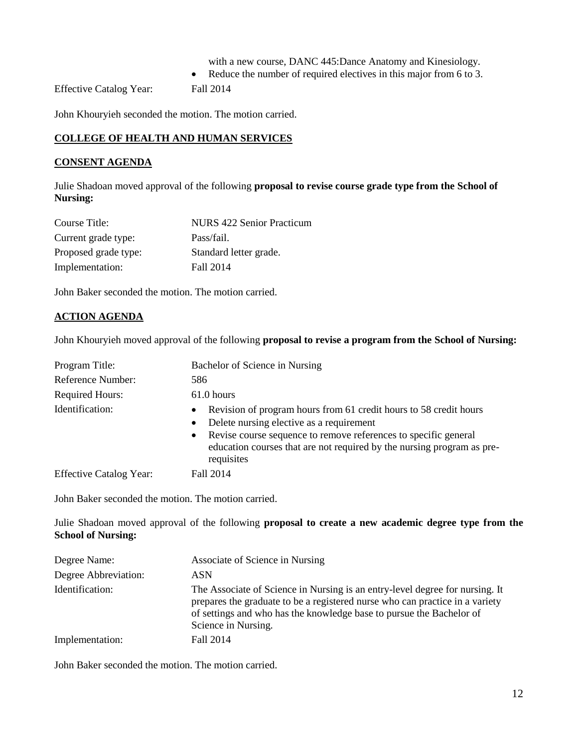with a new course, DANC 445:Dance Anatomy and Kinesiology.

- Reduce the number of required electives in this major from 6 to 3.

| | |
|---|---|
| Effective Catalog Year: | Fall 2014 |

John Khouryieh seconded the motion. The motion carried.

## COLLEGE OF HEALTH AND HUMAN SERVICES

### CONSENT AGENDA

Julie Shadoan moved approval of the following **proposal to revise course grade type from the School of Nursing:**

| | |
|---|---|
| Course Title: | NURS 422 Senior Practicum |
| Current grade type: | Pass/fail. |
| Proposed grade type: | Standard letter grade. |
| Implementation: | Fall 2014 |

John Baker seconded the motion. The motion carried.

### ACTION AGENDA

John Khouryieh moved approval of the following **proposal to revise a program from the School of Nursing:**

| | |
|---|---|
| Program Title: | Bachelor of Science in Nursing |
| Reference Number: | 586 |
| Required Hours: | 61.0 hours |
| Identification: | • Revision of program hours from 61 credit hours to 58 credit hours<br>• Delete nursing elective as a requirement<br>• Revise course sequence to remove references to specific general education courses that are not required by the nursing program as pre-requisites |
| Effective Catalog Year: | Fall 2014 |

John Baker seconded the motion. The motion carried.

Julie Shadoan moved approval of the following **proposal to create a new academic degree type from the School of Nursing:**

| | |
|---|---|
| Degree Name: | Associate of Science in Nursing |
| Degree Abbreviation: | ASN |
| Identification: | The Associate of Science in Nursing is an entry-level degree for nursing. It prepares the graduate to be a registered nurse who can practice in a variety of settings and who has the knowledge base to pursue the Bachelor of Science in Nursing. |
| Implementation: | Fall 2014 |

John Baker seconded the motion. The motion carried.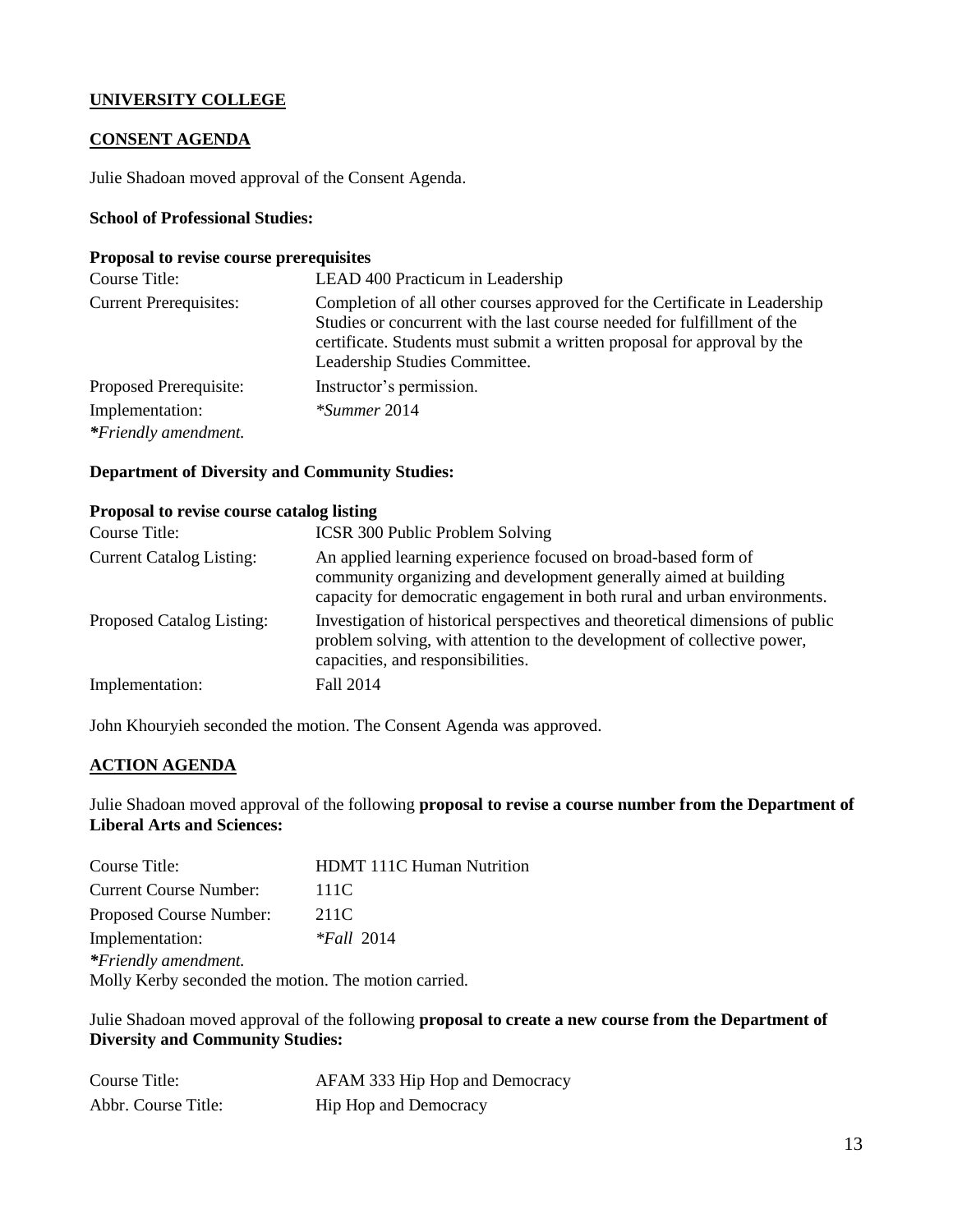## UNIVERSITY COLLEGE

### CONSENT AGENDA

Julie Shadoan moved approval of the Consent Agenda.

**School of Professional Studies:**

**Proposal to revise course prerequisites**

| | |
|---|---|
| Course Title: | LEAD 400 Practicum in Leadership |
| Current Prerequisites: | Completion of all other courses approved for the Certificate in Leadership Studies or concurrent with the last course needed for fulfillment of the certificate. Students must submit a written proposal for approval by the Leadership Studies Committee. |
| Proposed Prerequisite: | Instructor's permission. |
| Implementation: | *\*Summer* 2014 |

***Friendly amendment.*

**Department of Diversity and Community Studies:**

**Proposal to revise course catalog listing**

| | |
|---|---|
| Course Title: | ICSR 300 Public Problem Solving |
| Current Catalog Listing: | An applied learning experience focused on broad-based form of community organizing and development generally aimed at building capacity for democratic engagement in both rural and urban environments. |
| Proposed Catalog Listing: | Investigation of historical perspectives and theoretical dimensions of public problem solving, with attention to the development of collective power, capacities, and responsibilities. |
| Implementation: | Fall 2014 |

John Khouryieh seconded the motion. The Consent Agenda was approved.

### ACTION AGENDA

Julie Shadoan moved approval of the following **proposal to revise a course number from the Department of Liberal Arts and Sciences:**

| | |
|---|---|
| Course Title: | HDMT 111C Human Nutrition |
| Current Course Number: | 111C |
| Proposed Course Number: | 211C |
| Implementation: | *\*Fall* 2014 |

***Friendly amendment.*

Molly Kerby seconded the motion. The motion carried.

Julie Shadoan moved approval of the following **proposal to create a new course from the Department of Diversity and Community Studies:**

| | |
|---|---|
| Course Title: | AFAM 333 Hip Hop and Democracy |
| Abbr. Course Title: | Hip Hop and Democracy |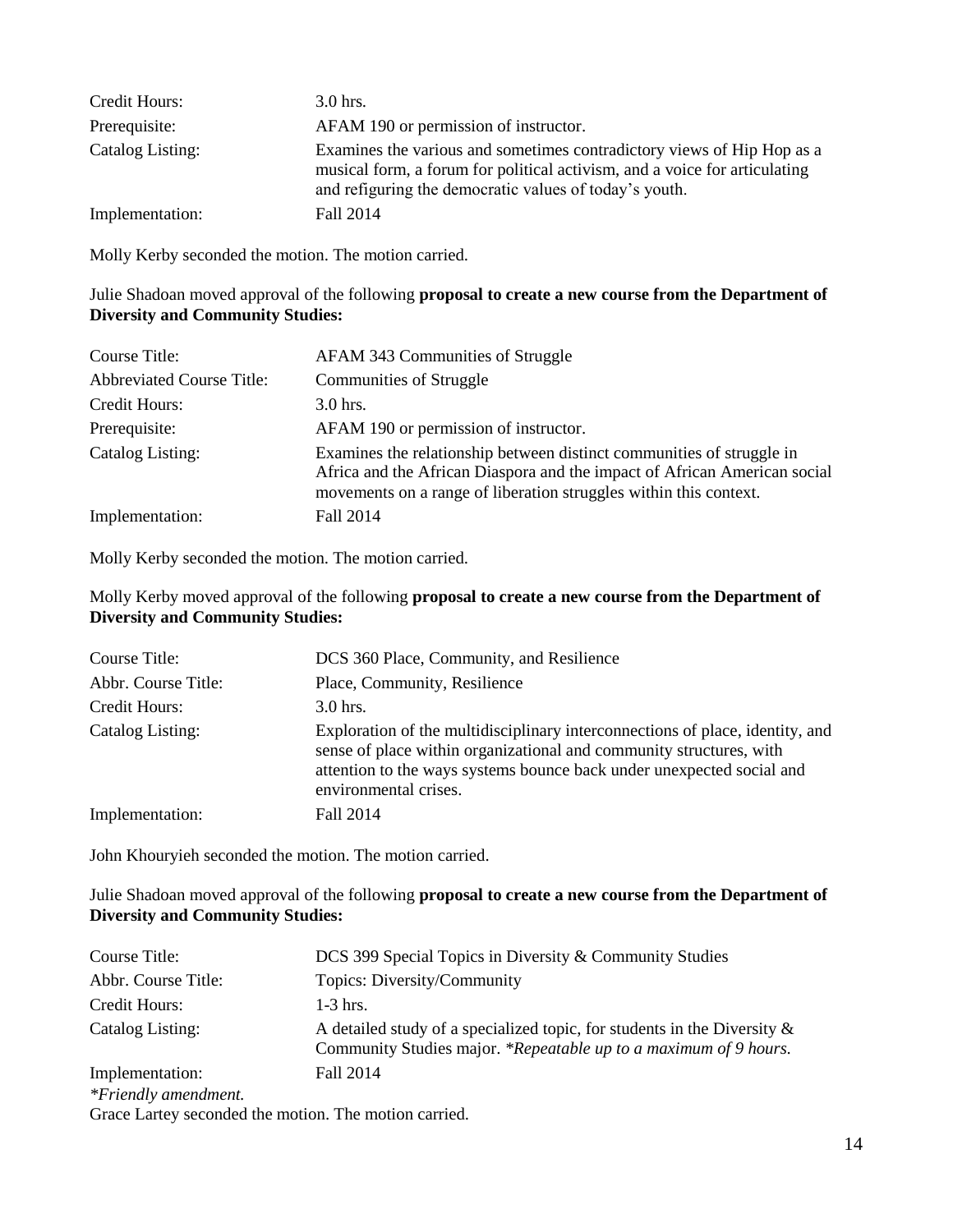| | |
|---|---|
| Credit Hours: | 3.0 hrs. |
| Prerequisite: | AFAM 190 or permission of instructor. |
| Catalog Listing: | Examines the various and sometimes contradictory views of Hip Hop as a musical form, a forum for political activism, and a voice for articulating and refiguring the democratic values of today's youth. |
| Implementation: | Fall 2014 |

Molly Kerby seconded the motion. The motion carried.

Julie Shadoan moved approval of the following **proposal to create a new course from the Department of Diversity and Community Studies:**

| | |
|---|---|
| Course Title: | AFAM 343 Communities of Struggle |
| Abbreviated Course Title: | Communities of Struggle |
| Credit Hours: | 3.0 hrs. |
| Prerequisite: | AFAM 190 or permission of instructor. |
| Catalog Listing: | Examines the relationship between distinct communities of struggle in Africa and the African Diaspora and the impact of African American social movements on a range of liberation struggles within this context. |
| Implementation: | Fall 2014 |

Molly Kerby seconded the motion. The motion carried.

Molly Kerby moved approval of the following **proposal to create a new course from the Department of Diversity and Community Studies:**

| | |
|---|---|
| Course Title: | DCS 360 Place, Community, and Resilience |
| Abbr. Course Title: | Place, Community, Resilience |
| Credit Hours: | 3.0 hrs. |
| Catalog Listing: | Exploration of the multidisciplinary interconnections of place, identity, and sense of place within organizational and community structures, with attention to the ways systems bounce back under unexpected social and environmental crises. |
| Implementation: | Fall 2014 |

John Khouryieh seconded the motion. The motion carried.

Julie Shadoan moved approval of the following **proposal to create a new course from the Department of Diversity and Community Studies:**

| | |
|---|---|
| Course Title: | DCS 399 Special Topics in Diversity & Community Studies |
| Abbr. Course Title: | Topics: Diversity/Community |
| Credit Hours: | 1-3 hrs. |
| Catalog Listing: | A detailed study of a specialized topic, for students in the Diversity & Community Studies major. *\*Repeatable up to a maximum of 9 hours.* |
| Implementation: | Fall 2014 |

*\*Friendly amendment.*

Grace Lartey seconded the motion. The motion carried.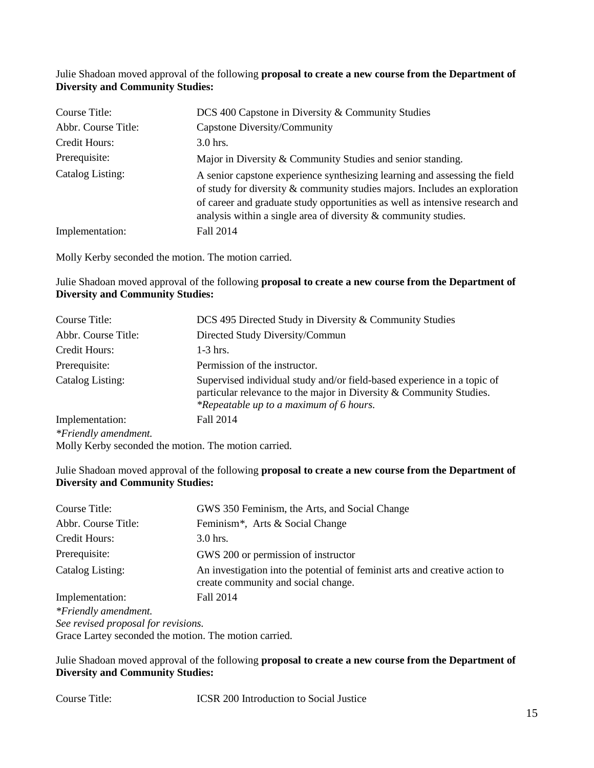Julie Shadoan moved approval of the following **proposal to create a new course from the Department of Diversity and Community Studies:**

| | |
|---|---|
| Course Title: | DCS 400 Capstone in Diversity & Community Studies |
| Abbr. Course Title: | Capstone Diversity/Community |
| Credit Hours: | 3.0 hrs. |
| Prerequisite: | Major in Diversity & Community Studies and senior standing. |
| Catalog Listing: | A senior capstone experience synthesizing learning and assessing the field of study for diversity & community studies majors. Includes an exploration of career and graduate study opportunities as well as intensive research and analysis within a single area of diversity & community studies. |
| Implementation: | Fall 2014 |

Molly Kerby seconded the motion. The motion carried.

Julie Shadoan moved approval of the following **proposal to create a new course from the Department of Diversity and Community Studies:**

| | |
|---|---|
| Course Title: | DCS 495 Directed Study in Diversity & Community Studies |
| Abbr. Course Title: | Directed Study Diversity/Commun |
| Credit Hours: | 1-3 hrs. |
| Prerequisite: | Permission of the instructor. |
| Catalog Listing: | Supervised individual study and/or field-based experience in a topic of particular relevance to the major in Diversity & Community Studies. *\*Repeatable up to a maximum of 6 hours.* |
| Implementation: | Fall 2014 |

*\*Friendly amendment.*

Molly Kerby seconded the motion. The motion carried.

Julie Shadoan moved approval of the following **proposal to create a new course from the Department of Diversity and Community Studies:**

| | |
|---|---|
| Course Title: | GWS 350 Feminism, the Arts, and Social Change |
| Abbr. Course Title: | Feminism*, Arts & Social Change |
| Credit Hours: | 3.0 hrs. |
| Prerequisite: | GWS 200 or permission of instructor |
| Catalog Listing: | An investigation into the potential of feminist arts and creative action to create community and social change. |
| Implementation: | Fall 2014 |

*\*Friendly amendment.*

*See revised proposal for revisions.*

Grace Lartey seconded the motion. The motion carried.

Julie Shadoan moved approval of the following **proposal to create a new course from the Department of Diversity and Community Studies:**

| | |
|---|---|
| Course Title: | ICSR 200 Introduction to Social Justice |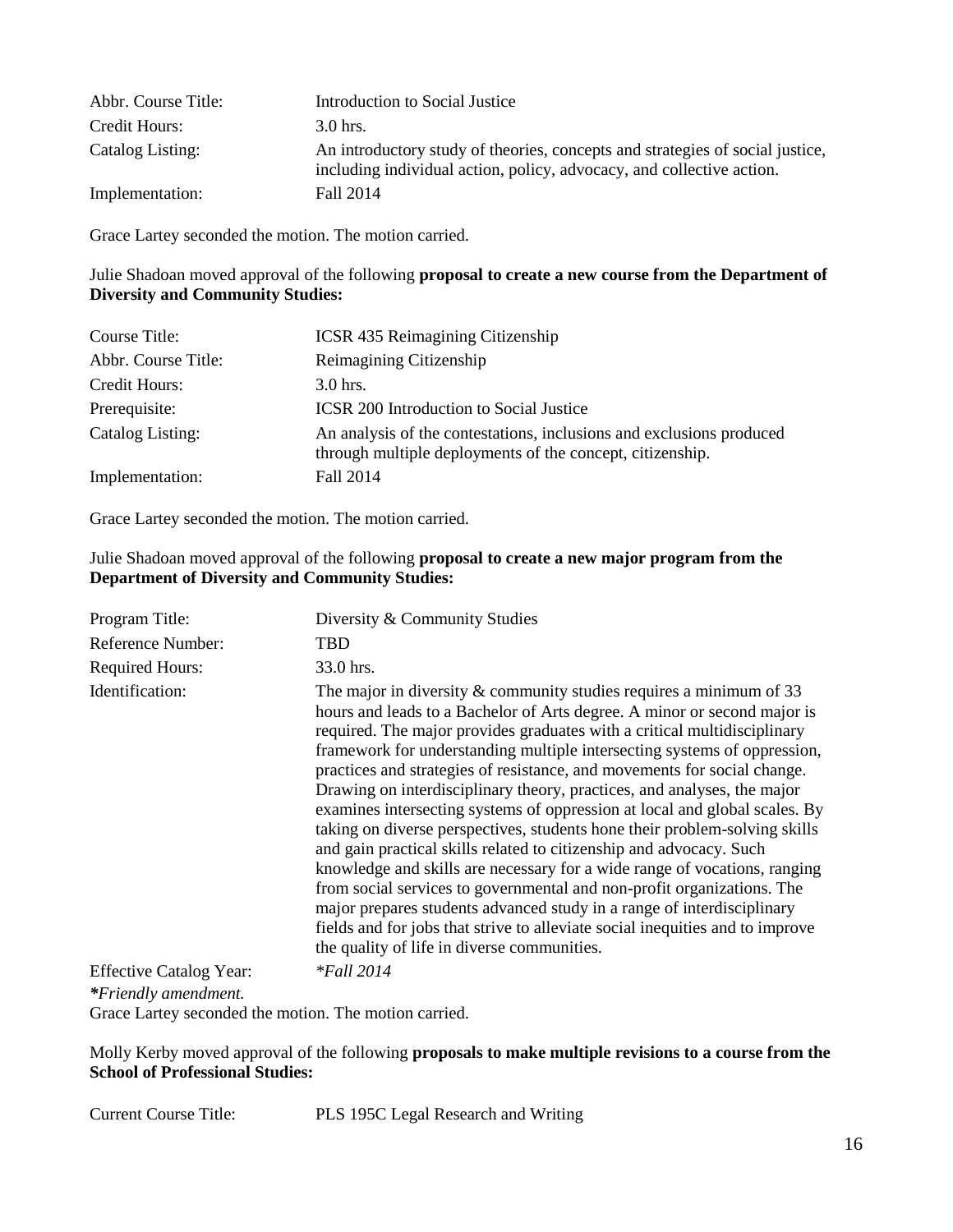| | |
|---|---|
| Abbr. Course Title: | Introduction to Social Justice |
| Credit Hours: | 3.0 hrs. |
| Catalog Listing: | An introductory study of theories, concepts and strategies of social justice, including individual action, policy, advocacy, and collective action. |
| Implementation: | Fall 2014 |

Grace Lartey seconded the motion. The motion carried.

Julie Shadoan moved approval of the following **proposal to create a new course from the Department of Diversity and Community Studies:**

| | |
|---|---|
| Course Title: | ICSR 435 Reimagining Citizenship |
| Abbr. Course Title: | Reimagining Citizenship |
| Credit Hours: | 3.0 hrs. |
| Prerequisite: | ICSR 200 Introduction to Social Justice |
| Catalog Listing: | An analysis of the contestations, inclusions and exclusions produced through multiple deployments of the concept, citizenship. |
| Implementation: | Fall 2014 |

Grace Lartey seconded the motion. The motion carried.

Julie Shadoan moved approval of the following **proposal to create a new major program from the Department of Diversity and Community Studies:**

| | |
|---|---|
| Program Title: | Diversity & Community Studies |
| Reference Number: | TBD |
| Required Hours: | 33.0 hrs. |
| Identification: | The major in diversity & community studies requires a minimum of 33 hours and leads to a Bachelor of Arts degree. A minor or second major is required. The major provides graduates with a critical multidisciplinary framework for understanding multiple intersecting systems of oppression, practices and strategies of resistance, and movements for social change. Drawing on interdisciplinary theory, practices, and analyses, the major examines intersecting systems of oppression at local and global scales. By taking on diverse perspectives, students hone their problem-solving skills and gain practical skills related to citizenship and advocacy. Such knowledge and skills are necessary for a wide range of vocations, ranging from social services to governmental and non-profit organizations. The major prepares students advanced study in a range of interdisciplinary fields and for jobs that strive to alleviate social inequities and to improve the quality of life in diverse communities. |
| Effective Catalog Year: | *\*Fall 2014* |

***Friendly amendment.***

Grace Lartey seconded the motion. The motion carried.

Molly Kerby moved approval of the following **proposals to make multiple revisions to a course from the School of Professional Studies:**

| | |
|---|---|
| Current Course Title: | PLS 195C Legal Research and Writing |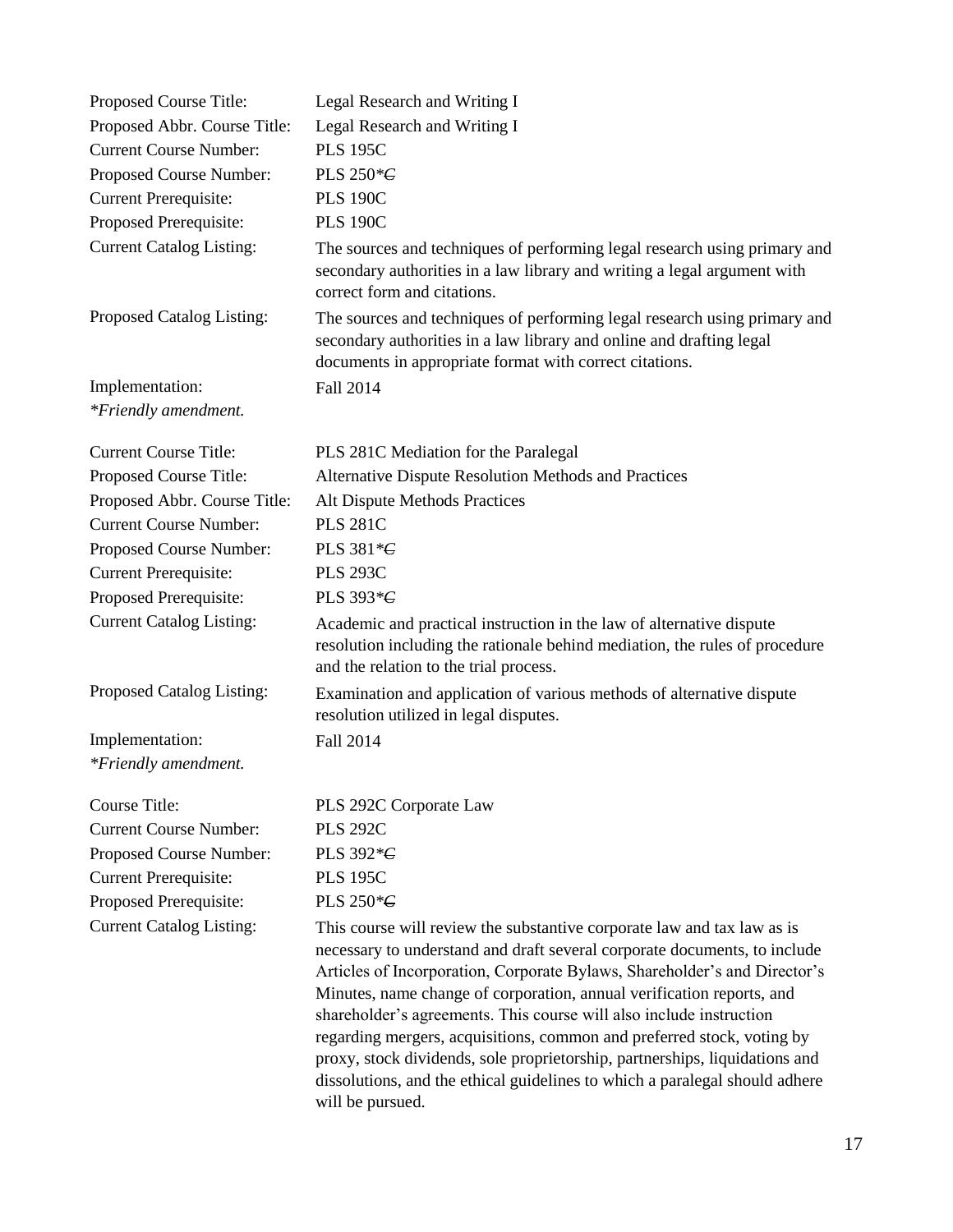| | |
|---|---|
| Proposed Course Title: | Legal Research and Writing I |
| Proposed Abbr. Course Title: | Legal Research and Writing I |
| Current Course Number: | PLS 195C |
| Proposed Course Number: | PLS 250*~~C~~ |
| Current Prerequisite: | PLS 190C |
| Proposed Prerequisite: | PLS 190C |
| Current Catalog Listing: | The sources and techniques of performing legal research using primary and secondary authorities in a law library and writing a legal argument with correct form and citations. |
| Proposed Catalog Listing: | The sources and techniques of performing legal research using primary and secondary authorities in a law library and online and drafting legal documents in appropriate format with correct citations. |
| Implementation: | Fall 2014 |

*\*Friendly amendment.*

| | |
|---|---|
| Current Course Title: | PLS 281C Mediation for the Paralegal |
| Proposed Course Title: | Alternative Dispute Resolution Methods and Practices |
| Proposed Abbr. Course Title: | Alt Dispute Methods Practices |
| Current Course Number: | PLS 281C |
| Proposed Course Number: | PLS 381*~~C~~ |
| Current Prerequisite: | PLS 293C |
| Proposed Prerequisite: | PLS 393*~~C~~ |
| Current Catalog Listing: | Academic and practical instruction in the law of alternative dispute resolution including the rationale behind mediation, the rules of procedure and the relation to the trial process. |
| Proposed Catalog Listing: | Examination and application of various methods of alternative dispute resolution utilized in legal disputes. |
| Implementation: | Fall 2014 |

*\*Friendly amendment.*

| | |
|---|---|
| Course Title: | PLS 292C Corporate Law |
| Current Course Number: | PLS 292C |
| Proposed Course Number: | PLS 392*~~C~~ |
| Current Prerequisite: | PLS 195C |
| Proposed Prerequisite: | PLS 250*~~C~~ |
| Current Catalog Listing: | This course will review the substantive corporate law and tax law as is necessary to understand and draft several corporate documents, to include Articles of Incorporation, Corporate Bylaws, Shareholder's and Director's Minutes, name change of corporation, annual verification reports, and shareholder's agreements. This course will also include instruction regarding mergers, acquisitions, common and preferred stock, voting by proxy, stock dividends, sole proprietorship, partnerships, liquidations and dissolutions, and the ethical guidelines to which a paralegal should adhere will be pursued. |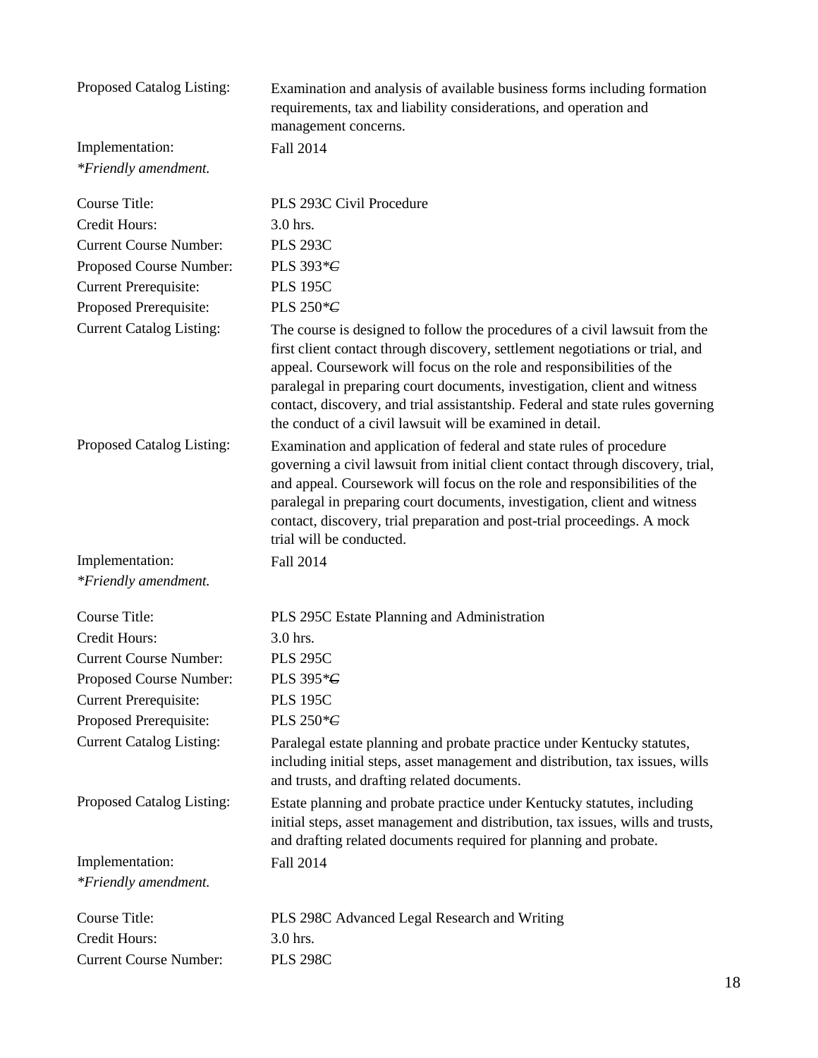| | |
|---|---|
| Proposed Catalog Listing: | Examination and analysis of available business forms including formation requirements, tax and liability considerations, and operation and management concerns. |
| Implementation: | Fall 2014 |

*\*Friendly amendment.*

| | |
|---|---|
| Course Title: | PLS 293C Civil Procedure |
| Credit Hours: | 3.0 hrs. |
| Current Course Number: | PLS 293C |
| Proposed Course Number: | PLS 393*~~C~~ |
| Current Prerequisite: | PLS 195C |
| Proposed Prerequisite: | PLS 250*~~C~~ |
| Current Catalog Listing: | The course is designed to follow the procedures of a civil lawsuit from the first client contact through discovery, settlement negotiations or trial, and appeal. Coursework will focus on the role and responsibilities of the paralegal in preparing court documents, investigation, client and witness contact, discovery, and trial assistantship. Federal and state rules governing the conduct of a civil lawsuit will be examined in detail. |
| Proposed Catalog Listing: | Examination and application of federal and state rules of procedure governing a civil lawsuit from initial client contact through discovery, trial, and appeal. Coursework will focus on the role and responsibilities of the paralegal in preparing court documents, investigation, client and witness contact, discovery, trial preparation and post-trial proceedings. A mock trial will be conducted. |
| Implementation: | Fall 2014 |

*\*Friendly amendment.*

| | |
|---|---|
| Course Title: | PLS 295C Estate Planning and Administration |
| Credit Hours: | 3.0 hrs. |
| Current Course Number: | PLS 295C |
| Proposed Course Number: | PLS 395*~~C~~ |
| Current Prerequisite: | PLS 195C |
| Proposed Prerequisite: | PLS 250*~~C~~ |
| Current Catalog Listing: | Paralegal estate planning and probate practice under Kentucky statutes, including initial steps, asset management and distribution, tax issues, wills and trusts, and drafting related documents. |
| Proposed Catalog Listing: | Estate planning and probate practice under Kentucky statutes, including initial steps, asset management and distribution, tax issues, wills and trusts, and drafting related documents required for planning and probate. |
| Implementation: | Fall 2014 |

*\*Friendly amendment.*

| | |
|---|---|
| Course Title: | PLS 298C Advanced Legal Research and Writing |
| Credit Hours: | 3.0 hrs. |
| Current Course Number: | PLS 298C |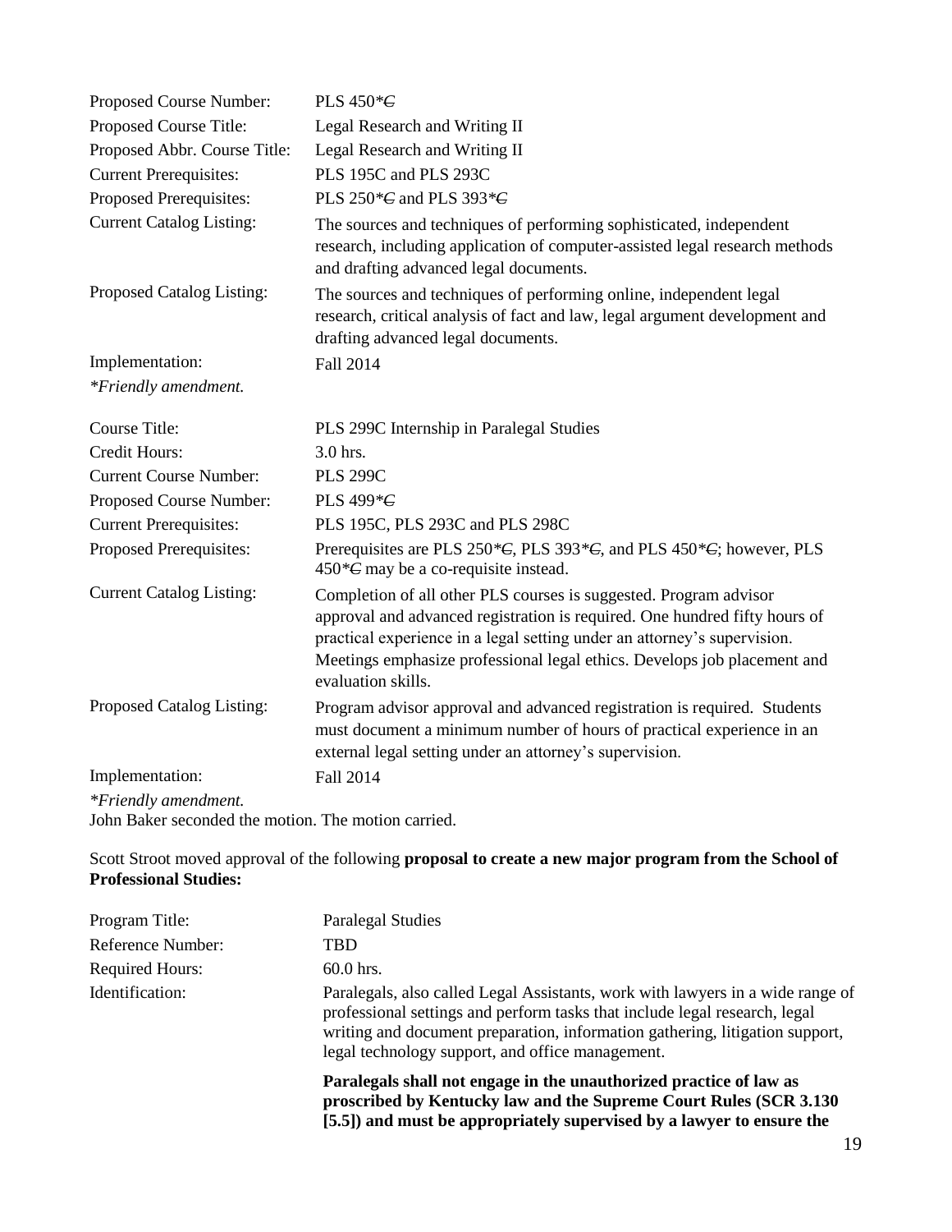| | |
|---|---|
| Proposed Course Number: | PLS 450*~~C~~ |
| Proposed Course Title: | Legal Research and Writing II |
| Proposed Abbr. Course Title: | Legal Research and Writing II |
| Current Prerequisites: | PLS 195C and PLS 293C |
| Proposed Prerequisites: | PLS 250*~~C~~ and PLS 393*~~C~~ |
| Current Catalog Listing: | The sources and techniques of performing sophisticated, independent research, including application of computer-assisted legal research methods and drafting advanced legal documents. |
| Proposed Catalog Listing: | The sources and techniques of performing online, independent legal research, critical analysis of fact and law, legal argument development and drafting advanced legal documents. |
| Implementation: | Fall 2014 |

*\*Friendly amendment.*

| | |
|---|---|
| Course Title: | PLS 299C Internship in Paralegal Studies |
| Credit Hours: | 3.0 hrs. |
| Current Course Number: | PLS 299C |
| Proposed Course Number: | PLS 499*~~C~~ |
| Current Prerequisites: | PLS 195C, PLS 293C and PLS 298C |
| Proposed Prerequisites: | Prerequisites are PLS 250*~~C~~, PLS 393*~~C~~, and PLS 450*~~C~~; however, PLS 450*~~C~~ may be a co-requisite instead. |
| Current Catalog Listing: | Completion of all other PLS courses is suggested. Program advisor approval and advanced registration is required. One hundred fifty hours of practical experience in a legal setting under an attorney's supervision. Meetings emphasize professional legal ethics. Develops job placement and evaluation skills. |
| Proposed Catalog Listing: | Program advisor approval and advanced registration is required. Students must document a minimum number of hours of practical experience in an external legal setting under an attorney's supervision. |
| Implementation: | Fall 2014 |

*\*Friendly amendment.*

John Baker seconded the motion. The motion carried.

Scott Stroot moved approval of the following **proposal to create a new major program from the School of Professional Studies:**

| | |
|---|---|
| Program Title: | Paralegal Studies |
| Reference Number: | TBD |
| Required Hours: | 60.0 hrs. |
| Identification: | Paralegals, also called Legal Assistants, work with lawyers in a wide range of professional settings and perform tasks that include legal research, legal writing and document preparation, information gathering, litigation support, legal technology support, and office management. **Paralegals shall not engage in the unauthorized practice of law as proscribed by Kentucky law and the Supreme Court Rules (SCR 3.130 [5.5]) and must be appropriately supervised by a lawyer to ensure the** |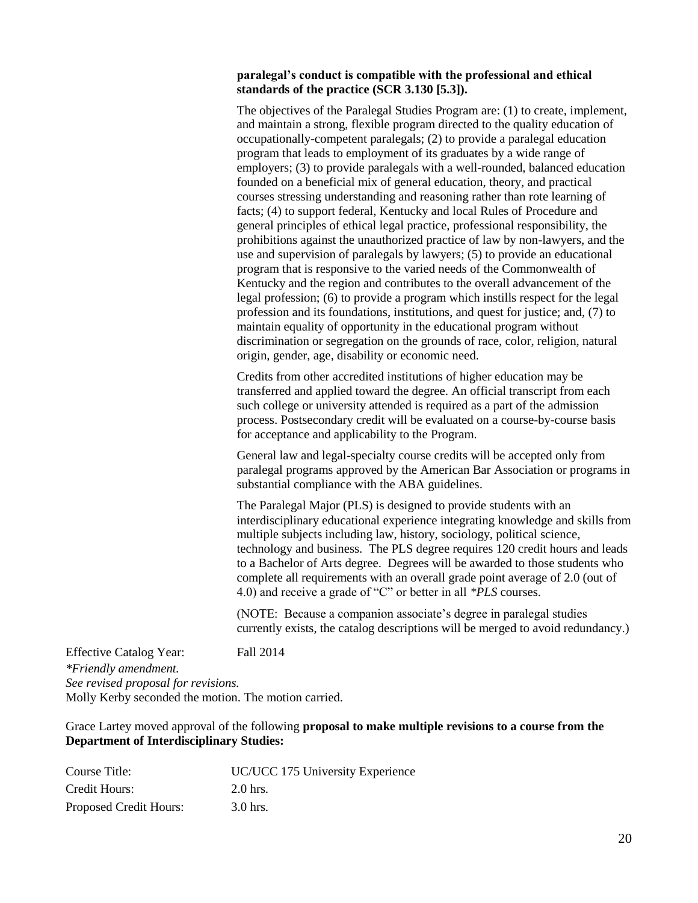**paralegal's conduct is compatible with the professional and ethical standards of the practice (SCR 3.130 [5.3]).**

The objectives of the Paralegal Studies Program are: (1) to create, implement, and maintain a strong, flexible program directed to the quality education of occupationally-competent paralegals; (2) to provide a paralegal education program that leads to employment of its graduates by a wide range of employers; (3) to provide paralegals with a well-rounded, balanced education founded on a beneficial mix of general education, theory, and practical courses stressing understanding and reasoning rather than rote learning of facts; (4) to support federal, Kentucky and local Rules of Procedure and general principles of ethical legal practice, professional responsibility, the prohibitions against the unauthorized practice of law by non-lawyers, and the use and supervision of paralegals by lawyers; (5) to provide an educational program that is responsive to the varied needs of the Commonwealth of Kentucky and the region and contributes to the overall advancement of the legal profession; (6) to provide a program which instills respect for the legal profession and its foundations, institutions, and quest for justice; and, (7) to maintain equality of opportunity in the educational program without discrimination or segregation on the grounds of race, color, religion, natural origin, gender, age, disability or economic need.

Credits from other accredited institutions of higher education may be transferred and applied toward the degree. An official transcript from each such college or university attended is required as a part of the admission process. Postsecondary credit will be evaluated on a course-by-course basis for acceptance and applicability to the Program.

General law and legal-specialty course credits will be accepted only from paralegal programs approved by the American Bar Association or programs in substantial compliance with the ABA guidelines.

The Paralegal Major (PLS) is designed to provide students with an interdisciplinary educational experience integrating knowledge and skills from multiple subjects including law, history, sociology, political science, technology and business. The PLS degree requires 120 credit hours and leads to a Bachelor of Arts degree. Degrees will be awarded to those students who complete all requirements with an overall grade point average of 2.0 (out of 4.0) and receive a grade of "C" or better in all *\*PLS* courses.

(NOTE: Because a companion associate's degree in paralegal studies currently exists, the catalog descriptions will be merged to avoid redundancy.)

Effective Catalog Year: Fall 2014

*\*Friendly amendment.*
*See revised proposal for revisions.*
Molly Kerby seconded the motion. The motion carried.

Grace Lartey moved approval of the following **proposal to make multiple revisions to a course from the Department of Interdisciplinary Studies:**

| | |
|---|---|
| Course Title: | UC/UCC 175 University Experience |
| Credit Hours: | 2.0 hrs. |
| Proposed Credit Hours: | 3.0 hrs. |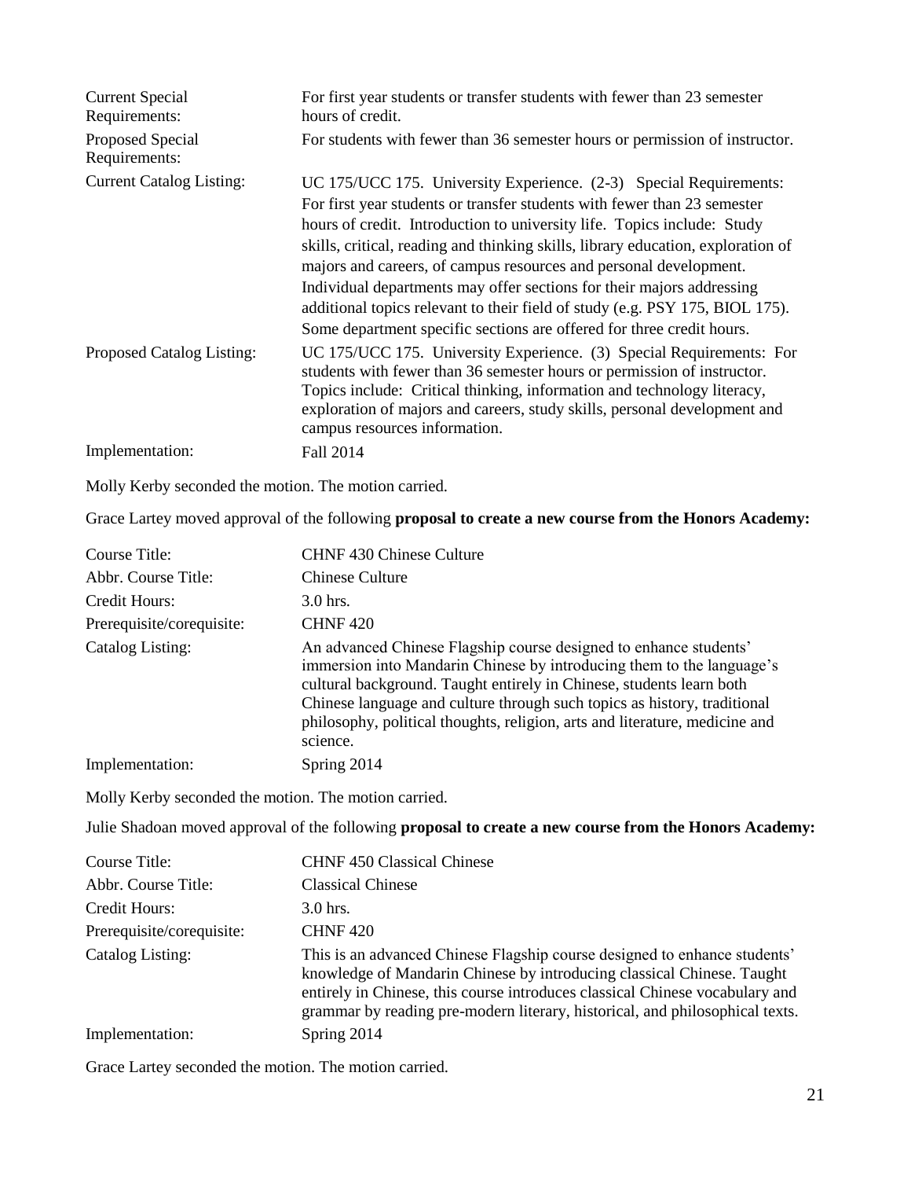| | |
|---|---|
| Current Special Requirements: | For first year students or transfer students with fewer than 23 semester hours of credit. |
| Proposed Special Requirements: | For students with fewer than 36 semester hours or permission of instructor. |
| Current Catalog Listing: | UC 175/UCC 175. University Experience. (2-3) Special Requirements: For first year students or transfer students with fewer than 23 semester hours of credit. Introduction to university life. Topics include: Study skills, critical, reading and thinking skills, library education, exploration of majors and careers, of campus resources and personal development. Individual departments may offer sections for their majors addressing additional topics relevant to their field of study (e.g. PSY 175, BIOL 175). Some department specific sections are offered for three credit hours. |
| Proposed Catalog Listing: | UC 175/UCC 175. University Experience. (3) Special Requirements: For students with fewer than 36 semester hours or permission of instructor. Topics include: Critical thinking, information and technology literacy, exploration of majors and careers, study skills, personal development and campus resources information. |
| Implementation: | Fall 2014 |

Molly Kerby seconded the motion. The motion carried.

Grace Lartey moved approval of the following **proposal to create a new course from the Honors Academy:**

| | |
|---|---|
| Course Title: | CHNF 430 Chinese Culture |
| Abbr. Course Title: | Chinese Culture |
| Credit Hours: | 3.0 hrs. |
| Prerequisite/corequisite: | CHNF 420 |
| Catalog Listing: | An advanced Chinese Flagship course designed to enhance students' immersion into Mandarin Chinese by introducing them to the language's cultural background. Taught entirely in Chinese, students learn both Chinese language and culture through such topics as history, traditional philosophy, political thoughts, religion, arts and literature, medicine and science. |
| Implementation: | Spring 2014 |

Molly Kerby seconded the motion. The motion carried.

Julie Shadoan moved approval of the following **proposal to create a new course from the Honors Academy:**

| | |
|---|---|
| Course Title: | CHNF 450 Classical Chinese |
| Abbr. Course Title: | Classical Chinese |
| Credit Hours: | 3.0 hrs. |
| Prerequisite/corequisite: | CHNF 420 |
| Catalog Listing: | This is an advanced Chinese Flagship course designed to enhance students' knowledge of Mandarin Chinese by introducing classical Chinese. Taught entirely in Chinese, this course introduces classical Chinese vocabulary and grammar by reading pre-modern literary, historical, and philosophical texts. |
| Implementation: | Spring 2014 |

Grace Lartey seconded the motion. The motion carried.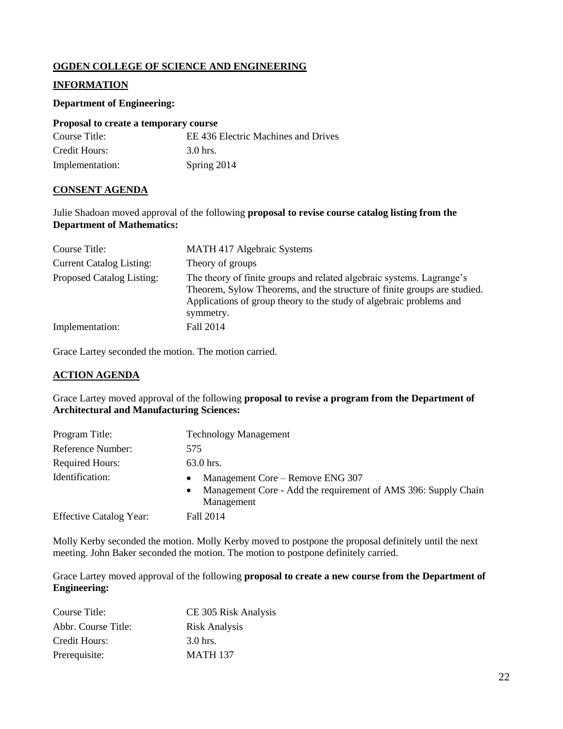**<u>OGDEN COLLEGE OF SCIENCE AND ENGINEERING</u>**

**<u>INFORMATION</u>**

**Department of Engineering:**

**Proposal to create a temporary course**

| | |
|---|---|
| Course Title: | EE 436 Electric Machines and Drives |
| Credit Hours: | 3.0 hrs. |
| Implementation: | Spring 2014 |

**<u>CONSENT AGENDA</u>**

Julie Shadoan moved approval of the following **proposal to revise course catalog listing from the Department of Mathematics:**

| | |
|---|---|
| Course Title: | MATH 417 Algebraic Systems |
| Current Catalog Listing: | Theory of groups |
| Proposed Catalog Listing: | The theory of finite groups and related algebraic systems. Lagrange's Theorem, Sylow Theorems, and the structure of finite groups are studied. Applications of group theory to the study of algebraic problems and symmetry. |
| Implementation: | Fall 2014 |

Grace Lartey seconded the motion. The motion carried.

**<u>ACTION AGENDA</u>**

Grace Lartey moved approval of the following **proposal to revise a program from the Department of Architectural and Manufacturing Sciences:**

| | |
|---|---|
| Program Title: | Technology Management |
| Reference Number: | 575 |
| Required Hours: | 63.0 hrs. |
| Identification: | • Management Core – Remove ENG 307<br>• Management Core - Add the requirement of AMS 396: Supply Chain Management |
| Effective Catalog Year: | Fall 2014 |

Molly Kerby seconded the motion. Molly Kerby moved to postpone the proposal definitely until the next meeting. John Baker seconded the motion. The motion to postpone definitely carried.

Grace Lartey moved approval of the following **proposal to create a new course from the Department of Engineering:**

| | |
|---|---|
| Course Title: | CE 305 Risk Analysis |
| Abbr. Course Title: | Risk Analysis |
| Credit Hours: | 3.0 hrs. |
| Prerequisite: | MATH 137 |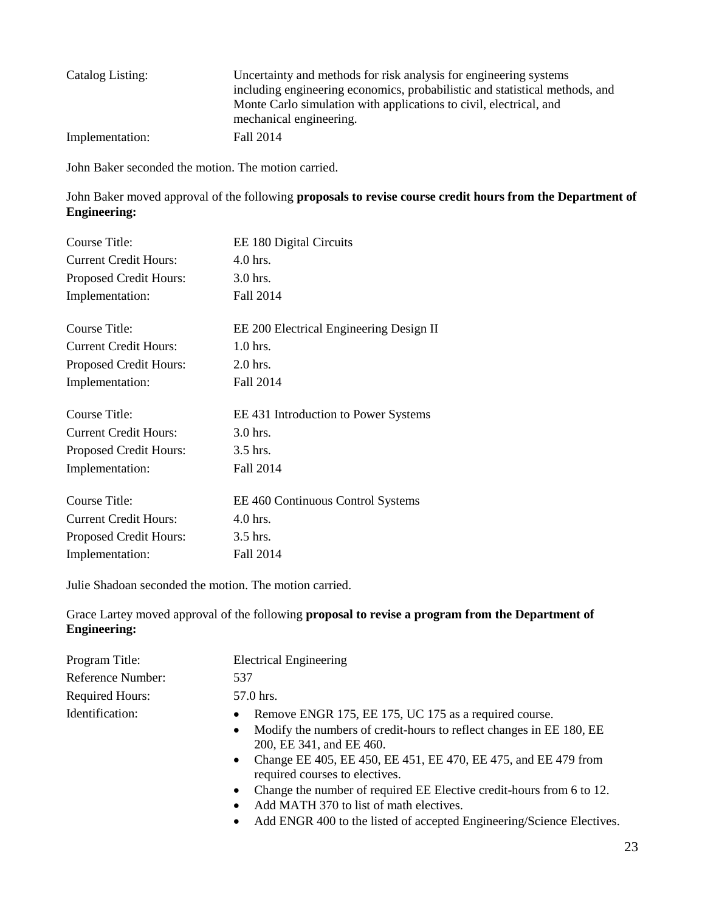| | |
|---|---|
| Catalog Listing: | Uncertainty and methods for risk analysis for engineering systems including engineering economics, probabilistic and statistical methods, and Monte Carlo simulation with applications to civil, electrical, and mechanical engineering. |
| Implementation: | Fall 2014 |

John Baker seconded the motion. The motion carried.

John Baker moved approval of the following **proposals to revise course credit hours from the Department of Engineering:**

| | |
|---|---|
| Course Title: | EE 180 Digital Circuits |
| Current Credit Hours: | 4.0 hrs. |
| Proposed Credit Hours: | 3.0 hrs. |
| Implementation: | Fall 2014 |

| | |
|---|---|
| Course Title: | EE 200 Electrical Engineering Design II |
| Current Credit Hours: | 1.0 hrs. |
| Proposed Credit Hours: | 2.0 hrs. |
| Implementation: | Fall 2014 |

| | |
|---|---|
| Course Title: | EE 431 Introduction to Power Systems |
| Current Credit Hours: | 3.0 hrs. |
| Proposed Credit Hours: | 3.5 hrs. |
| Implementation: | Fall 2014 |

| | |
|---|---|
| Course Title: | EE 460 Continuous Control Systems |
| Current Credit Hours: | 4.0 hrs. |
| Proposed Credit Hours: | 3.5 hrs. |
| Implementation: | Fall 2014 |

Julie Shadoan seconded the motion. The motion carried.

Grace Lartey moved approval of the following **proposal to revise a program from the Department of Engineering:**

| | |
|---|---|
| Program Title: | Electrical Engineering |
| Reference Number: | 537 |
| Required Hours: | 57.0 hrs. |
| Identification: | • Remove ENGR 175, EE 175, UC 175 as a required course.<br>• Modify the numbers of credit-hours to reflect changes in EE 180, EE 200, EE 341, and EE 460.<br>• Change EE 405, EE 450, EE 451, EE 470, EE 475, and EE 479 from required courses to electives.<br>• Change the number of required EE Elective credit-hours from 6 to 12.<br>• Add MATH 370 to list of math electives.<br>• Add ENGR 400 to the listed of accepted Engineering/Science Electives. |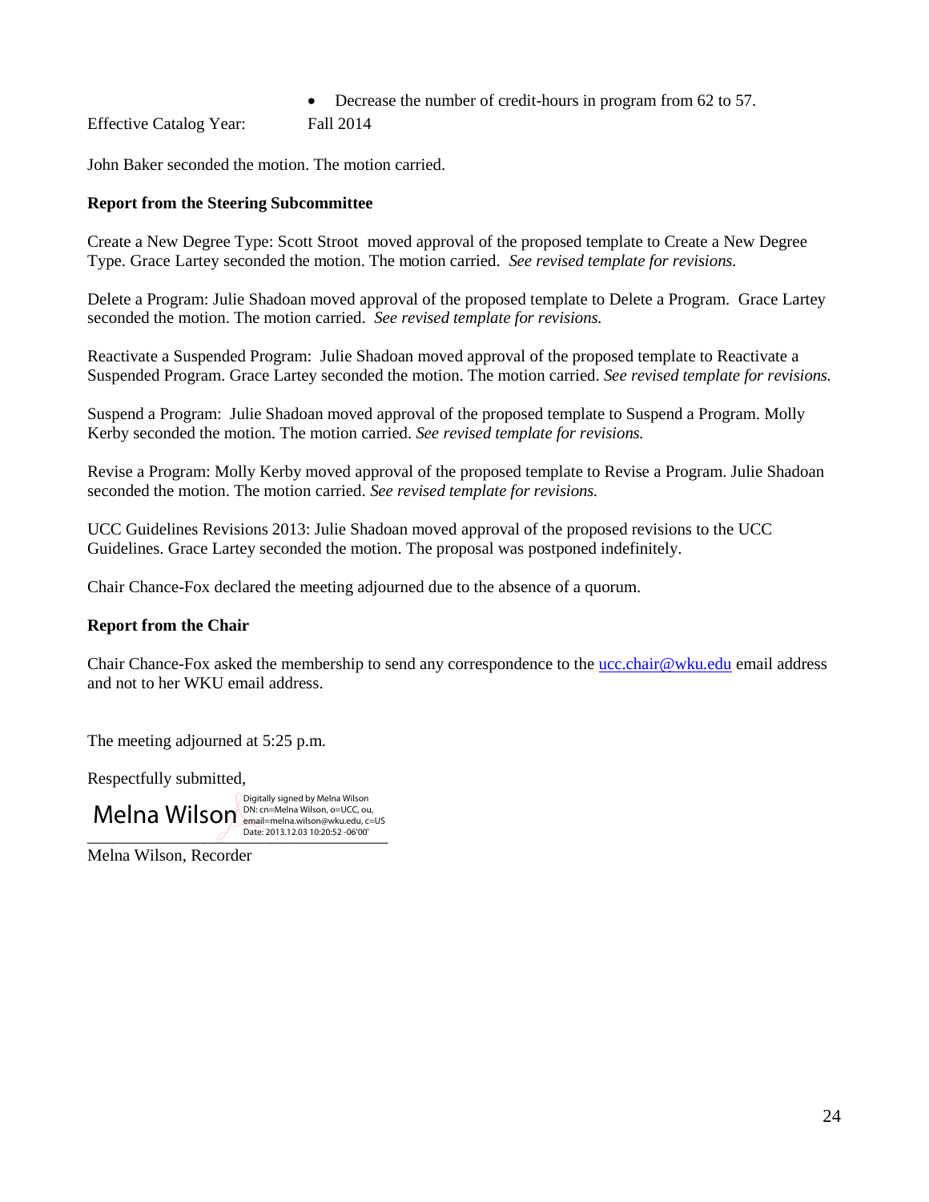- Decrease the number of credit-hours in program from 62 to 57.

Effective Catalog Year: Fall 2014

John Baker seconded the motion. The motion carried.

**Report from the Steering Subcommittee**

Create a New Degree Type: Scott Stroot moved approval of the proposed template to Create a New Degree Type. Grace Lartey seconded the motion. The motion carried. *See revised template for revisions.*

Delete a Program: Julie Shadoan moved approval of the proposed template to Delete a Program. Grace Lartey seconded the motion. The motion carried. *See revised template for revisions.*

Reactivate a Suspended Program: Julie Shadoan moved approval of the proposed template to Reactivate a Suspended Program. Grace Lartey seconded the motion. The motion carried. *See revised template for revisions.*

Suspend a Program: Julie Shadoan moved approval of the proposed template to Suspend a Program. Molly Kerby seconded the motion. The motion carried. *See revised template for revisions.*

Revise a Program: Molly Kerby moved approval of the proposed template to Revise a Program. Julie Shadoan seconded the motion. The motion carried. *See revised template for revisions.*

UCC Guidelines Revisions 2013: Julie Shadoan moved approval of the proposed revisions to the UCC Guidelines. Grace Lartey seconded the motion. The proposal was postponed indefinitely.

Chair Chance-Fox declared the meeting adjourned due to the absence of a quorum.

**Report from the Chair**

Chair Chance-Fox asked the membership to send any correspondence to the ucc.chair@wku.edu email address and not to her WKU email address.

The meeting adjourned at 5:25 p.m.

Respectfully submitted,

Melna Wilson
Digitally signed by Melna Wilson
DN: cn=Melna Wilson, o=UCC, ou, email=melna.wilson@wku.edu, c=US
Date: 2013.12.03 10:20:52 -06'00'

Melna Wilson, Recorder